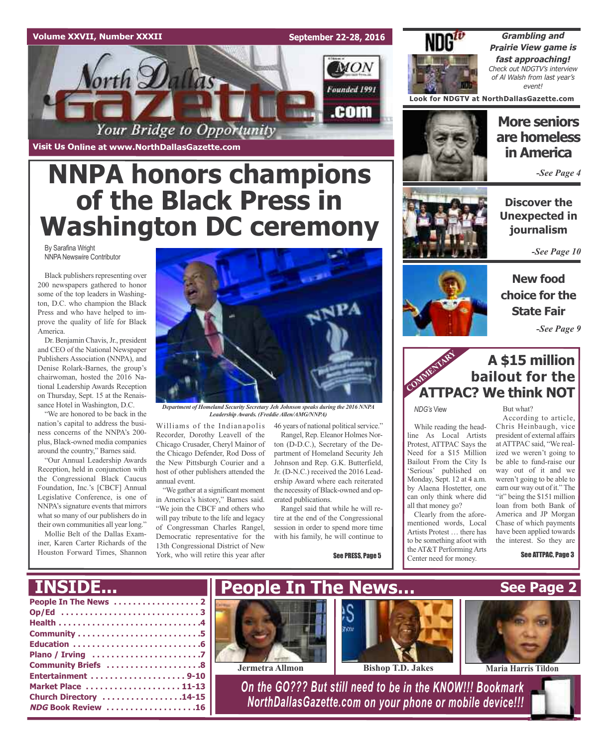Volume XXVII, Number XXXII — September 22-28, 2016

# North Dallas Gazette

*Your Bridge to Opportunity*

Founded 1991

Visit Us Online at www.NorthDallasGazette.com

# NNPA honors champions of the Black Press in Washington DC ceremony

By Sarafina Wright
NNPA Newswire Contributor

Black publishers representing over 200 newspapers gathered to honor some of the top leaders in Washington, D.C. who champion the Black Press and who have helped to improve the quality of life for Black America.

Dr. Benjamin Chavis, Jr., president and CEO of the National Newspaper Publishers Association (NNPA), and Denise Rolark-Barnes, the group's chairwoman, hosted the 2016 National Leadership Awards Reception on Thursday, Sept. 15 at the Renaissance Hotel in Washington, D.C.

"We are honored to be back in the nation's capital to address the business concerns of the NNPA's 200-plus, Black-owned media companies around the country," Barnes said.

"Our Annual Leadership Awards Reception, held in conjunction with the Congressional Black Caucus Foundation, Inc.'s [CBCF] Annual Legislative Conference, is one of NNPA's signature events that mirrors what so many of our publishers do in their own communities all year long."

Mollie Belt of the Dallas Examiner, Karen Carter Richards of the Houston Forward Times, Shannon Williams of the Indianapolis Recorder, Dorothy Leavell of the Chicago Crusader, Cheryl Mainor of the Chicago Defender, Rod Doss of the New Pittsburgh Courier and a host of other publishers attended the annual event.

*Department of Homeland Security Secretary Jeh Johnson speaks during the 2016 NNPA Leadership Awards. (Freddie Allen/AMG/NNPA)*

"We gather at a significant moment in America's history," Barnes said. "We join the CBCF and others who will pay tribute to the life and legacy of Congressman Charles Rangel, Democratic representative for the 13th Congressional District of New York, who will retire this year after 46 years of national political service."

Rangel, Rep. Eleanor Holmes Norton (D-D.C.), Secretary of the Department of Homeland Security Jeh Johnson and Rep. G.K. Butterfield, Jr. (D-N.C.) received the 2016 Leadership Award where each reiterated the necessity of Black-owned and operated publications.

Rangel said that while he will retire at the end of the Congressional session in order to spend more time with his family, he will continue to

See PRESS, Page 5

---

**NDGtv**

***Grambling and Prairie View game is fast approaching!***
*Check out NDGTV's interview of Al Walsh from last year's event!*

Look for NDGTV at NorthDallasGazette.com

---

## More seniors are homeless in America

*-See Page 4*

## Discover the Unexpected in journalism

*-See Page 10*

## New food choice for the State Fair

*-See Page 9*

---

COMMENTARY

## A $15 million bailout for the ATTPAC? We think NOT

*NDG's* View

While reading the headline As Local Artists Protest, ATTPAC Says the Need for a $15 Million Bailout From the City Is 'Serious' published on Monday, Sept. 12 at 4 a.m. by Alaena Hostetter, one can only think where did all that money go?

Clearly from the aforementioned words, Local Artists Protest … there has to be something afoot with the AT&T Performing Arts Center need for money.

But what?

According to article, Chris Heinbaugh, vice president of external affairs at ATTPAC said, "We realized we weren't going to be able to fund-raise our way out of it and we weren't going to be able to earn our way out of it." The "it" being the $151 million loan from both Bank of America and JP Morgan Chase of which payments have been applied towards the interest. So they are

See ATTPAC, Page 3

---

## INSIDE...

- People In The News . . . . . . . . . . . . . . . . . 2
- Op/Ed . . . . . . . . . . . . . . . . . . . . . . . . . . . 3
- Health . . . . . . . . . . . . . . . . . . . . . . . . . . . .4
- Community . . . . . . . . . . . . . . . . . . . . . . . .5
- Education . . . . . . . . . . . . . . . . . . . . . . . . .6
- Plano / Irving . . . . . . . . . . . . . . . . . . . . . .7
- Community Briefs . . . . . . . . . . . . . . . . . . .8
- Entertainment . . . . . . . . . . . . . . . . . . . 9-10
- Market Place . . . . . . . . . . . . . . . . . . . 11-13
- Church Directory . . . . . . . . . . . . . . . .14-15
- *NDG* Book Review . . . . . . . . . . . . . . . . . .16

## People In The News... See Page 2

Jermetra Allmon — Bishop T.D. Jakes — Maria Harris Tildon

*On the GO??? But still need to be in the KNOW!!! Bookmark NorthDallasGazette.com on your phone or mobile device!!!*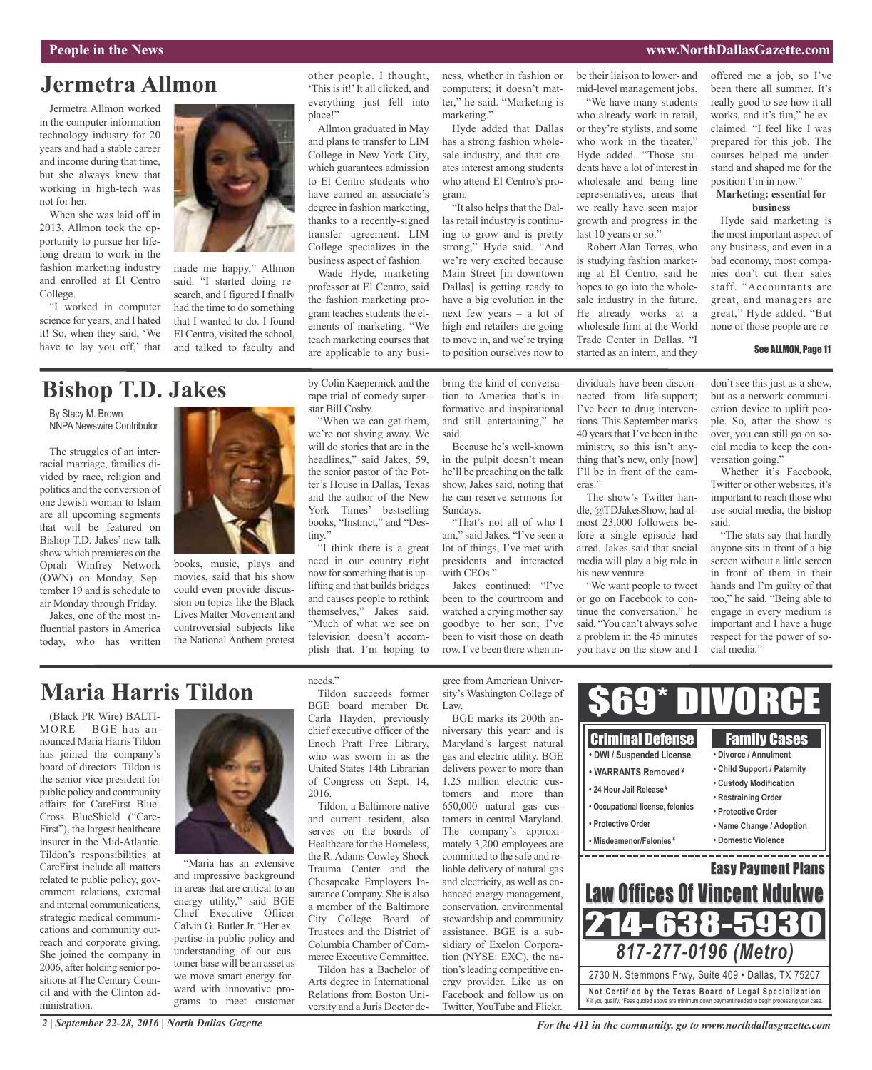## Jermetra Allmon

Jermetra Allmon worked in the computer information technology industry for 20 years and had a stable career and income during that time, but she always knew that working in high-tech was not for her.

When she was laid off in 2013, Allmon took the opportunity to pursue her lifelong dream to work in the fashion marketing industry and enrolled at El Centro College.

"I worked in computer science for years, and I hated it! So, when they said, 'We have to lay you off,' that made me happy," Allmon said. "I started doing research, and I figured I finally had the time to do something that I wanted to do. I found El Centro, visited the school, and talked to faculty and other people. I thought, 'This is it!' It all clicked, and everything just fell into place!"

Allmon graduated in May and plans to transfer to LIM College in New York City, which guarantees admission to El Centro students who have earned an associate's degree in fashion marketing, thanks to a recently-signed transfer agreement. LIM College specializes in the business aspect of fashion.

Wade Hyde, marketing professor at El Centro, said the fashion marketing program teaches students the elements of marketing. "We teach marketing courses that are applicable to any business, whether in fashion or computers; it doesn't matter," he said. "Marketing is marketing."

Hyde added that Dallas has a strong fashion wholesale industry, and that creates interest among students who attend El Centro's program.

"It also helps that the Dallas retail industry is continuing to grow and is pretty strong," Hyde said. "And we're very excited because Main Street [in downtown Dallas] is getting ready to have a big evolution in the next few years – a lot of high-end retailers are going to move in, and we're trying to position ourselves now to be their liaison to lower- and mid-level management jobs.

"We have many students who already work in retail, or they're stylists, and some who work in the theater," Hyde added. "Those students have a lot of interest in wholesale and being line representatives, areas that we really have seen major growth and progress in the last 10 years or so."

Robert Alan Torres, who is studying fashion marketing at El Centro, said he hopes to go into the wholesale industry in the future. He already works at a wholesale firm at the World Trade Center in Dallas. "I started as an intern, and they offered me a job, so I've been there all summer. It's really good to see how it all works, and it's fun," he exclaimed. "I feel like I was prepared for this job. The courses helped me understand and shaped me for the position I'm in now."

**Marketing: essential for business**

Hyde said marketing is the most important aspect of any business, and even in a bad economy, most companies don't cut their sales staff. "Accountants are great, and managers are great," Hyde added. "But none of those people are re-

See ALLMON, Page 11

## Bishop T.D. Jakes

By Stacy M. Brown
NNPA Newswire Contributor

The struggles of an interracial marriage, families divided by race, religion and politics and the conversion of one Jewish woman to Islam are all upcoming segments that will be featured on Bishop T.D. Jakes' new talk show which premieres on the Oprah Winfrey Network (OWN) on Monday, September 19 and is schedule to air Monday through Friday.

Jakes, one of the most influential pastors in America today, who has written books, music, plays and movies, said that his show could even provide discussion on topics like the Black Lives Matter Movement and controversial subjects like the National Anthem protest by Colin Kaepernick and the rape trial of comedy superstar Bill Cosby.

"When we can get them, we're not shying away. We will do stories that are in the headlines," said Jakes, 59, the senior pastor of the Potter's House in Dallas, Texas and the author of the New York Times' bestselling books, "Instinct," and "Destiny."

"I think there is a great need in our country right now for something that is uplifting and that builds bridges and causes people to rethink themselves," Jakes said. "Much of what we see on television doesn't accomplish that. I'm hoping to bring the kind of conversation to America that's informative and inspirational and still entertaining," he said.

Because he's well-known in the pulpit doesn't mean he'll be preaching on the talk show, Jakes said, noting that he can reserve sermons for Sundays.

"That's not all of who I am," said Jakes. "I've seen a lot of things, I've met with presidents and interacted with CEOs."

Jakes continued: "I've been to the courtroom and watched a crying mother say goodbye to her son; I've been to visit those on death row. I've been there when individuals have been disconnected from life-support; I've been to drug interventions. This September marks 40 years that I've been in the ministry, so this isn't anything that's new, only [now] I'll be in front of the cameras."

The show's Twitter handle, @TDJakesShow, had almost 23,000 followers before a single episode had aired. Jakes said that social media will play a big role in his new venture.

"We want people to tweet or go on Facebook to continue the conversation," he said. "You can't always solve a problem in the 45 minutes you have on the show and I don't see this just as a show, but as a network communication device to uplift people. So, after the show is over, you can still go on social media to keep the conversation going."

Whether it's Facebook, Twitter or other websites, it's important to reach those who use social media, the bishop said.

"The stats say that hardly anyone sits in front of a big screen without a little screen in front of them in their hands and I'm guilty of that too," he said. "Being able to engage in every medium is important and I have a huge respect for the power of social media."

## Maria Harris Tildon

(Black PR Wire) BALTIMORE – BGE has announced Maria Harris Tildon has joined the company's board of directors. Tildon is the senior vice president for public policy and community affairs for CareFirst BlueCross BlueShield ("CareFirst"), the largest healthcare insurer in the Mid-Atlantic. Tildon's responsibilities at CareFirst include all matters related to public policy, government relations, external and internal communications, strategic medical communications and community outreach and corporate giving. She joined the company in 2006, after holding senior positions at The Century Council and with the Clinton administration.

"Maria has an extensive and impressive background in areas that are critical to an energy utility," said BGE Chief Executive Officer Calvin G. Butler Jr. "Her expertise in public policy and understanding of our customer base will be an asset as we move smart energy forward with innovative programs to meet customer needs."

Tildon succeeds former BGE board member Dr. Carla Hayden, previously chief executive officer of the Enoch Pratt Free Library, who was sworn in as the United States 14th Librarian of Congress on Sept. 14, 2016.

Tildon, a Baltimore native and current resident, also serves on the boards of Healthcare for the Homeless, the R. Adams Cowley Shock Trauma Center and the Chesapeake Employers Insurance Company. She is also a member of the Baltimore City College Board of Trustees and the District of Columbia Chamber of Commerce Executive Committee.

Tildon has a Bachelor of Arts degree in International Relations from Boston University and a Juris Doctor degree from American University's Washington College of Law.

BGE marks its 200th anniversary this yearr and is Maryland's largest natural gas and electric utility. BGE delivers power to more than 1.25 million electric customers and more than 650,000 natural gas customers in central Maryland. The company's approximately 3,200 employees are committed to the safe and reliable delivery of natural gas and electricity, as well as enhanced energy management, conservation, environmental stewardship and community assistance. BGE is a subsidiary of Exelon Corporation (NYSE: EXC), the nation's leading competitive energy provider. Like us on Facebook and follow us on Twitter, YouTube and Flickr.

**$69* DIVORCE**

**Criminal Defense**
- DWI / Suspended License
- WARRANTS Removed ¥
- 24 Hour Jail Release ¥
- Occupational license, felonies
- Protective Order
- Misdeamenor/Felonies ¥

**Family Cases**
- Divorce / Annulment
- Child Support / Paternity
- Custody Modification
- Restraining Order
- Protective Order
- Name Change / Adoption
- Domestic Violence

**Easy Payment Plans**

**Law Offices Of Vincent Ndukwe**

**214-638-5930**

**817-277-0196 (Metro)**

2730 N. Stemmons Frwy, Suite 409 • Dallas, TX 75207

**Not Certified by the Texas Board of Legal Specialization**
¥ If you qualify. *Fees quoted above are minimum down payment needed to begin processing your case.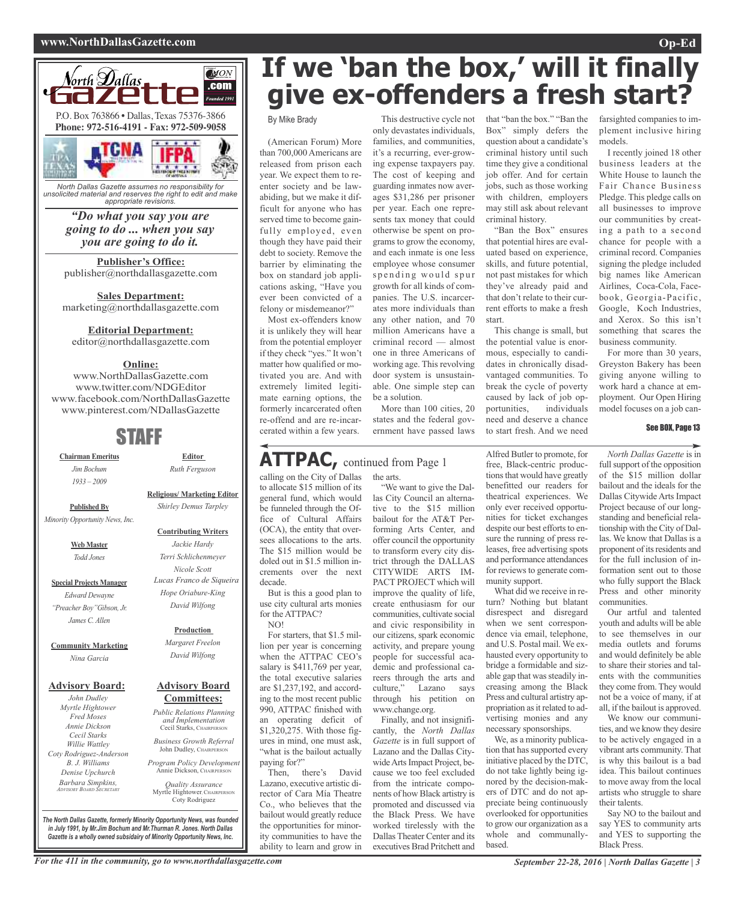North Dallas Gazette

P.O. Box 763866 • Dallas, Texas 75376-3866
**Phone: 972-516-4191 - Fax: 972-509-9058**

*North Dallas Gazette assumes no responsibility for unsolicited material and reserves the right to edit and make appropriate revisions.*

***"Do what you say you are going to do ... when you say you are going to do it.***

**Publisher's Office:**
publisher@northdallasgazette.com

**Sales Department:**
marketing@northdallasgazette.com

**Editorial Department:**
editor@northdallasgazette.com

**Online:**
www.NorthDallasGazette.com
www.twitter.com/NDGEditor
www.facebook.com/NorthDallasGazette
www.pinterest.com/NDallasGazette

## STAFF

**Chairman Emeritus**
*Jim Bochum*
*1933 – 2009*

**Published By**
*Minority Opportunity News, Inc.*

**Web Master**
*Todd Jones*

**Special Projects Manager**
*Edward Dewayne "Preacher Boy" Gibson, Jr.*
*James C. Allen*

**Community Marketing**
*Nina Garcia*

**Editor**
*Ruth Ferguson*

**Religious/ Marketing Editor**
*Shirley Demus Tarpley*

**Contributing Writers**
*Jackie Hardy*
*Terri Schlichenmeyer*
*Nicole Scott*
*Lucas Franco de Siqueira*
*Hope Oriabure-King*
*David Wilfong*

**Production**
*Margaret Freelon*
*David Wilfong*

**Advisory Board:**
*John Dudley*
*Myrtle Hightower*
*Fred Moses*
*Annie Dickson*
*Cecil Starks*
*Willie Wattley*
*Coty Rodriguez-Anderson*
*B. J. Williams*
*Denise Upchurch*
*Barbara Simpkins, Advisory Board Secretary*

**Advisory Board Committees:**
*Public Relations Planning and Implementation*
Cecil Starks, Chairperson
*Business Growth Referral*
John Dudley, Chairperson
*Program Policy Development*
Annie Dickson, Chairperson
*Quality Assurance*
Myrtle Hightower, Chairperson
Coty Rodriguez

***The North Dallas Gazette, formerly Minority Opportunity News, was founded in July 1991, by Mr.Jim Bochum and Mr.Thurman R. Jones. North Dallas Gazette is a wholly owned subsidairy of Minority Opportunity News, Inc.***

# If we 'ban the box,' will it finally give ex-offenders a fresh start?

By Mike Brady

(American Forum) More than 700,000 Americans are released from prison each year. We expect them to reenter society and be law-abiding, but we make it difficult for anyone who has served time to become gainfully employed, even though they have paid their debt to society. Remove the barrier by eliminating the box on standard job applications asking, "Have you ever been convicted of a felony or misdemeanor?"

Most ex-offenders know it is unlikely they will hear from the potential employer if they check "yes." It won't matter how qualified or motivated you are. And with extremely limited legitimate earning options, the formerly incarcerated often re-offend and are re-incarcerated within a few years.

This destructive cycle not only devastates individuals, families, and communities, it's a recurring, ever-growing expense taxpayers pay. The cost of keeping and guarding inmates now averages $31,286 per prisoner per year. Each one represents tax money that could otherwise be spent on programs to grow the economy, and each inmate is one less employee whose consumer spending would spur growth for all kinds of companies. The U.S. incarcerates more individuals than any other nation, and 70 million Americans have a criminal record — almost one in three Americans of working age. This revolving door system is unsustainable. One simple step can be a solution.

More than 100 cities, 20 states and the federal government have passed laws that "ban the box." "Ban the Box" simply defers the question about a candidate's criminal history until such time they give a conditional job offer. And for certain jobs, such as those working with children, employers may still ask about relevant criminal history.

"Ban the Box" ensures that potential hires are evaluated based on experience, skills, and future potential, not past mistakes for which they've already paid and that don't relate to their current efforts to make a fresh start.

This change is small, but the potential value is enormous, especially to candidates in chronically disadvantaged communities. To break the cycle of poverty caused by lack of job opportunities, individuals need and deserve a chance to start fresh. And we need farsighted companies to implement inclusive hiring models.

I recently joined 18 other business leaders at the White House to launch the Fair Chance Business Pledge. This pledge calls on all businesses to improve our communities by creating a path to a second chance for people with a criminal record. Companies signing the pledge included big names like American Airlines, Coca-Cola, Facebook, Georgia-Pacific, Google, Koch Industries, and Xerox. So this isn't something that scares the business community.

For more than 30 years, Greyston Bakery has been giving anyone willing to work hard a chance at employment. Our Open Hiring model focuses on a job can-

**See BOX, Page 13**

## ATTPAC, continued from Page 1

calling on the City of Dallas to allocate $15 million of its general fund, which would be funneled through the Office of Cultural Affairs (OCA), the entity that oversees allocations to the arts. The $15 million would be doled out in $1.5 million increments over the next decade.

But is this a good plan to use city cultural arts monies for the ATTPAC?

NO!

For starters, that $1.5 million per year is concerning when the ATTPAC CEO's salary is $411,769 per year, the total executive salaries are $1,237,192, and according to the most recent public 990, ATTPAC finished with an operating deficit of $1,320,275. With those figures in mind, one must ask, "what is the bailout actually paying for?"

Then, there's David Lazano, executive artistic director of Cara Mía Theatre Co., who believes that the bailout would greatly reduce the opportunities for minority communities to have the ability to learn and grow in the arts.

"We want to give the Dallas City Council an alternative to the $15 million bailout for the AT&T Performing Arts Center, and offer council the opportunity to transform every city district through the DALLAS CITYWIDE ARTS IMPACT PROJECT which will improve the quality of life, create enthusiasm for our communities, cultivate social and civic responsibility in our citizens, spark economic activity, and prepare young people for successful academic and professional careers through the arts and culture," Lazano says through his petition on www.change.org.

Finally, and not insignificantly, the *North Dallas Gazette* is in full support of Lazano and the Dallas Citywide Arts Impact Project, because we too feel excluded from the intricate components of how Black artistry is promoted and discussed via the Black Press. We have worked tirelessly with the Dallas Theater Center and its executives Brad Pritchett and Alfred Butler to promote, for free, Black-centric productions that would have greatly benefitted our readers for theatrical experiences. We only ever received opportunities for ticket exchanges despite our best efforts to ensure the running of press releases, free advertising spots and performance attendances for reviews to generate community support.

What did we receive in return? Nothing but blatant disrespect and disregard when we sent correspondence via email, telephone, and U.S. Postal mail. We exhausted every opportunity to bridge a formidable and sizable gap that was steadily increasing among the Black Press and cultural artistry appropriation as it related to advertising monies and any necessary sponsorships.

We, as a minority publication that has supported every initiative placed by the DTC, do not take lightly being ignored by the decision-makers of DTC and do not appreciate being continuously overlooked for opportunities to grow our organization as a whole and communally-based.

*North Dallas Gazette* is in full support of the opposition of the $15 million dollar bailout and the ideals for the Dallas Citywide Arts Impact Project because of our long-standing and beneficial relationship with the City of Dallas. We know that Dallas is a proponent of its residents and for the full inclusion of information sent out to those who fully support the Black Press and other minority communities.

Our artful and talented youth and adults will be able to see themselves in our media outlets and forums and would definitely be able to share their stories and talents with the communities they come from. They would not be a voice of many, if at all, if the bailout is approved.

We know our communities, and we know they desire to be actively engaged in a vibrant arts community. That is why this bailout is a bad idea. This bailout continues to move away from the local artists who struggle to share their talents.

Say NO to the bailout and say YES to community arts and YES to supporting the Black Press.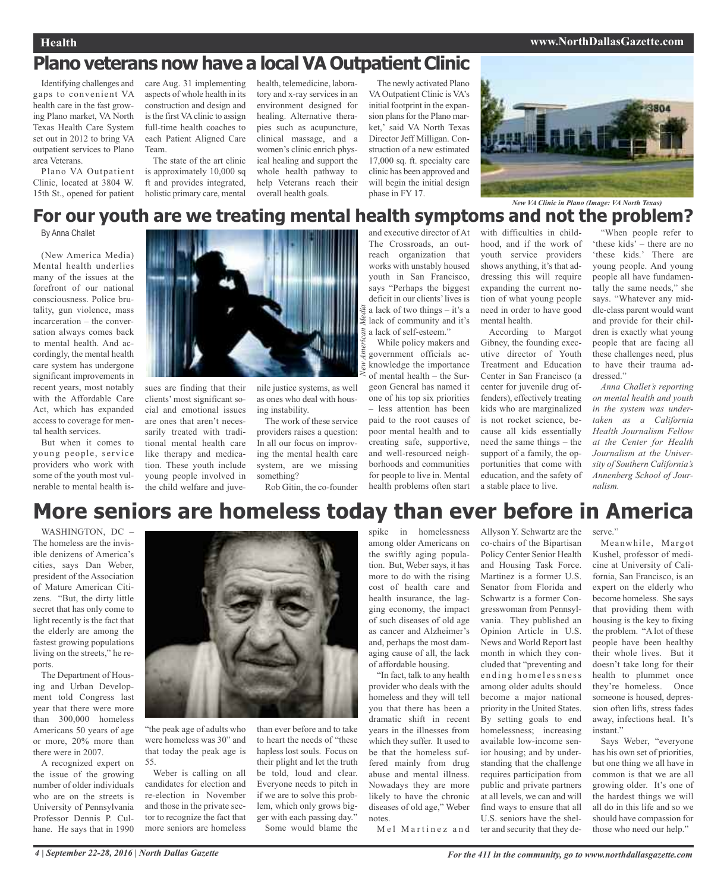# Plano veterans now have a local VA Outpatient Clinic

Identifying challenges and gaps to convenient VA health care in the fast growing Plano market, VA North Texas Health Care System set out in 2012 to bring VA outpatient services to Plano area Veterans.

Plano VA Outpatient Clinic, located at 3804 W. 15th St., opened for patient care Aug. 31 implementing aspects of whole health in its construction and design and is the first VA clinic to assign full-time health coaches to each Patient Aligned Care Team.

The state of the art clinic is approximately 10,000 sq ft and provides integrated, holistic primary care, mental health, telemedicine, laboratory and x-ray services in an environment designed for healing. Alternative therapies such as acupuncture, clinical massage, and a women's clinic enrich physical healing and support the whole health pathway to help Veterans reach their overall health goals.

The newly activated Plano VA Outpatient Clinic is VA's initial footprint in the expansion plans for the Plano market,' said VA North Texas Director Jeff Milligan. Construction of a new estimated 17,000 sq. ft. specialty care clinic has been approved and will begin the initial design phase in FY 17.

*New VA Clinic in Plano (Image: VA North Texas)*

# For our youth are we treating mental health symptoms and not the problem?

By Anna Challet

(New America Media) Mental health underlies many of the issues at the forefront of our national consciousness. Police brutality, gun violence, mass incarceration – the conversation always comes back to mental health. And accordingly, the mental health care system has undergone significant improvements in recent years, most notably with the Affordable Care Act, which has expanded access to coverage for mental health services.

But when it comes to young people, service providers who work with some of the youth most vulnerable to mental health issues are finding that their clients' most significant social and emotional issues are ones that aren't necessarily treated with traditional mental health care like therapy and medication. These youth include young people involved in the child welfare and juvenile justice systems, as well as ones who deal with housing instability.

*New American Media*

The work of these service providers raises a question: In all our focus on improving the mental health care system, are we missing something?

Rob Gitin, the co-founder and executive director of At The Crossroads, an outreach organization that works with unstably housed youth in San Francisco, says "Perhaps the biggest deficit in our clients' lives is a lack of two things – it's a lack of community and it's a lack of self-esteem."

While policy makers and government officials acknowledge the importance of mental health – the Surgeon General has named it one of his top six priorities – less attention has been paid to the root causes of poor mental health and to creating safe, supportive, and well-resourced neighborhoods and communities for people to live in. Mental health problems often start with difficulties in childhood, and if the work of youth service providers shows anything, it's that addressing this will require expanding the current notion of what young people need in order to have good mental health.

According to Margot Gibney, the founding executive director of Youth Treatment and Education Center in San Francisco (a center for juvenile drug offenders), effectively treating kids who are marginalized is not rocket science, because all kids essentially need the same things – the support of a family, the opportunities that come with education, and the safety of a stable place to live.

"When people refer to 'these kids' – there are no 'these kids.' There are young people. And young people all have fundamentally the same needs," she says. "Whatever any middle-class parent would want and provide for their children is exactly what young people that are facing all these challenges need, plus to have their trauma addressed."

*Anna Challet's reporting on mental health and youth in the system was undertaken as a California Health Journalism Fellow at the Center for Health Journalism at the University of Southern California's Annenberg School of Journalism.*

# More seniors are homeless today than ever before in America

WASHINGTON, DC – The homeless are the invisible denizens of America's cities, says Dan Weber, president of the Association of Mature American Citizens. "But, the dirty little secret that has only come to light recently is the fact that the elderly are among the fastest growing populations living on the streets," he reports.

The Department of Housing and Urban Development told Congress last year that there were more than 300,000 homeless Americans 50 years of age or more, 20% more than there were in 2007.

A recognized expert on the issue of the growing number of older individuals who are on the streets is University of Pennsylvania Professor Dennis P. Culhane. He says that in 1990 "the peak age of adults who were homeless was 30" and that today the peak age is 55.

Weber is calling on all candidates for election and re-election in November and those in the private sector to recognize the fact that more seniors are homeless than ever before and to take to heart the needs of "these hapless lost souls. Focus on their plight and let the truth be told, loud and clear. Everyone needs to pitch in if we are to solve this problem, which only grows bigger with each passing day."

Some would blame the spike in homelessness among older Americans on the swiftly aging population. But, Weber says, it has more to do with the rising cost of health care and health insurance, the lagging economy, the impact of such diseases of old age as cancer and Alzheimer's and, perhaps the most damaging cause of all, the lack of affordable housing.

"In fact, talk to any health provider who deals with the homeless and they will tell you that there has been a dramatic shift in recent years in the illnesses from which they suffer. It used to be that the homeless suffered mainly from drug abuse and mental illness. Nowadays they are more likely to have the chronic diseases of old age," Weber notes.

Mel Martinez and Allyson Y. Schwartz are the co-chairs of the Bipartisan Policy Center Senior Health and Housing Task Force. Martinez is a former U.S. Senator from Florida and Schwartz is a former Congresswoman from Pennsylvania. They published an Opinion Article in U.S. News and World Report last month in which they concluded that "preventing and ending homelessness among older adults should become a major national priority in the United States. By setting goals to end homelessness; increasing available low-income senior housing; and by understanding that the challenge requires participation from public and private partners at all levels, we can and will find ways to ensure that all U.S. seniors have the shelter and security that they deserve."

Meanwhile, Margot Kushel, professor of medicine at University of California, San Francisco, is an expert on the elderly who become homeless. She says that providing them with housing is the key to fixing the problem. "A lot of these people have been healthy their whole lives. But it doesn't take long for their health to plummet once they're homeless. Once someone is housed, depression often lifts, stress fades away, infections heal. It's instant."

Says Weber, "everyone has his own set of priorities, but one thing we all have in common is that we are all growing older. It's one of the hardest things we will all do in this life and so we should have compassion for those who need our help."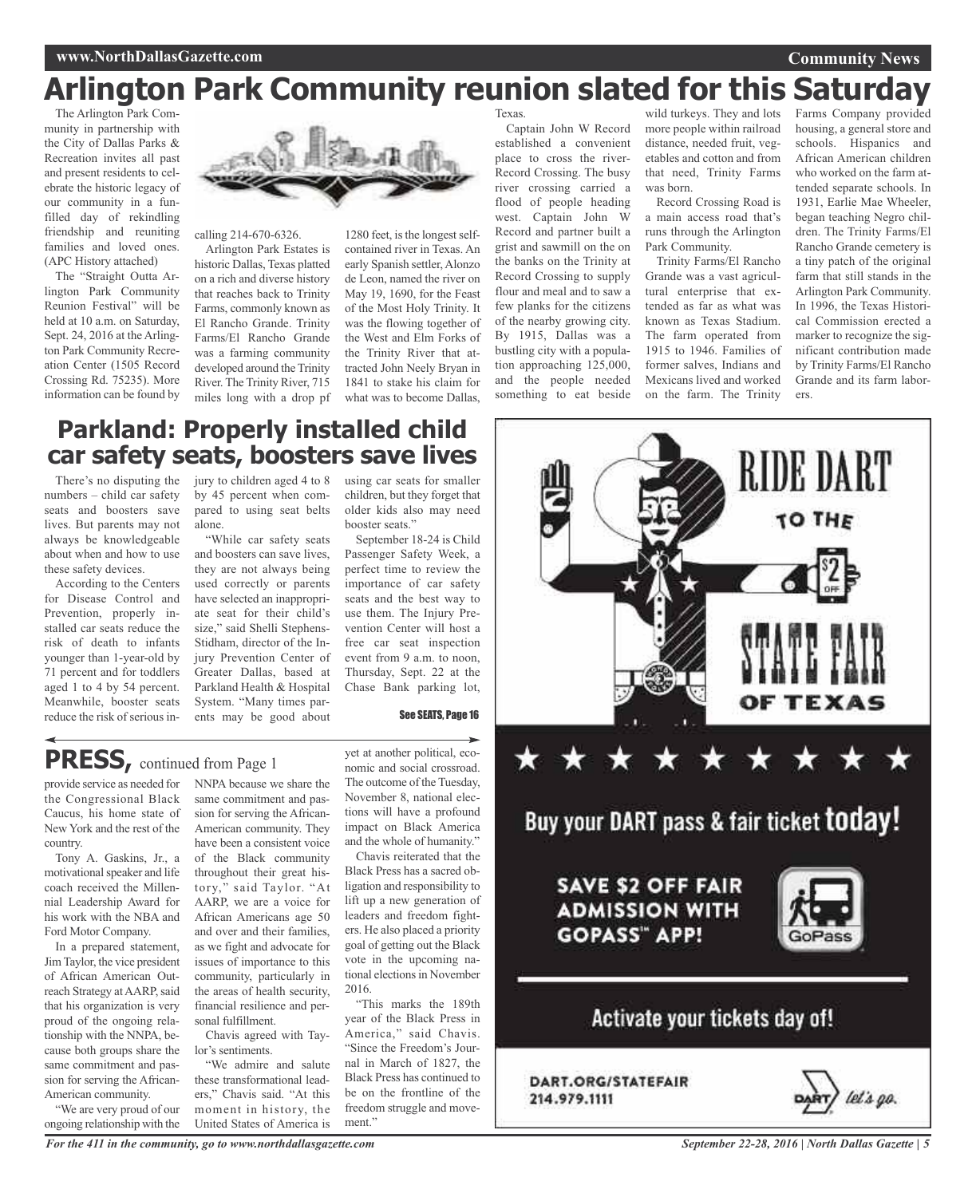# Arlington Park Community reunion slated for this Saturday

The Arlington Park Community in partnership with the City of Dallas Parks & Recreation invites all past and present residents to celebrate the historic legacy of our community in a fun-filled day of rekindling friendship and reuniting families and loved ones. (APC History attached)

The "Straight Outta Arlington Park Community Reunion Festival" will be held at 10 a.m. on Saturday, Sept. 24, 2016 at the Arlington Park Community Recreation Center (1505 Record Crossing Rd. 75235). More information can be found by calling 214-670-6326.

Arlington Park Estates is historic Dallas, Texas platted on a rich and diverse history that reaches back to Trinity Farms, commonly known as El Rancho Grande. Trinity Farms/El Rancho Grande was a farming community developed around the Trinity River. The Trinity River, 715 miles long with a drop pf 1280 feet, is the longest self-contained river in Texas. An early Spanish settler, Alonzo de Leon, named the river on May 19, 1690, for the Feast of the Most Holy Trinity. It was the flowing together of the West and Elm Forks of the Trinity River that attracted John Neely Bryan in 1841 to stake his claim for what was to become Dallas, Texas.

Captain John W Record established a convenient place to cross the river-Record Crossing. The busy river crossing carried a flood of people heading west. Captain John W Record and partner built a grist and sawmill on the on the banks on the Trinity at Record Crossing to supply flour and meal and to saw a few planks for the citizens of the nearby growing city. By 1915, Dallas was a bustling city with a population approaching 125,000, and the people needed something to eat beside wild turkeys. They and lots more people within railroad distance, needed fruit, vegetables and cotton and from that need, Trinity Farms was born.

Record Crossing Road is a main access road that's runs through the Arlington Park Community.

Trinity Farms/El Rancho Grande was a vast agricultural enterprise that extended as far as what was known as Texas Stadium. The farm operated from 1915 to 1946. Families of former salves, Indians and Mexicans lived and worked on the farm. The Trinity Farms Company provided housing, a general store and schools. Hispanics and African American children who worked on the farm attended separate schools. In 1931, Earlie Mae Wheeler, began teaching Negro children. The Trinity Farms/El Rancho Grande cemetery is a tiny patch of the original farm that still stands in the Arlington Park Community. In 1996, the Texas Historical Commission erected a marker to recognize the significant contribution made by Trinity Farms/El Rancho Grande and its farm laborers.

## Parkland: Properly installed child car safety seats, boosters save lives

There's no disputing the numbers – child car safety seats and boosters save lives. But parents may not always be knowledgeable about when and how to use these safety devices.

According to the Centers for Disease Control and Prevention, properly installed car seats reduce the risk of death to infants younger than 1-year-old by 71 percent and for toddlers aged 1 to 4 by 54 percent. Meanwhile, booster seats reduce the risk of serious injury to children aged 4 to 8 by 45 percent when compared to using seat belts alone.

"While car safety seats and boosters can save lives, they are not always being used correctly or parents have selected an inappropriate seat for their child's size," said Shelli Stephens-Stidham, director of the Injury Prevention Center of Greater Dallas, based at Parkland Health & Hospital System. "Many times parents may be good about using car seats for smaller children, but they forget that older kids also may need booster seats."

September 18-24 is Child Passenger Safety Week, a perfect time to review the importance of car safety seats and the best way to use them. The Injury Prevention Center will host a free car seat inspection event from 9 a.m. to noon, Thursday, Sept. 22 at the Chase Bank parking lot,

See SEATS, Page 16

## PRESS, continued from Page 1

provide service as needed for the Congressional Black Caucus, his home state of New York and the rest of the country.

Tony A. Gaskins, Jr., a motivational speaker and life coach received the Millennial Leadership Award for his work with the NBA and Ford Motor Company.

In a prepared statement, Jim Taylor, the vice president of African American Outreach Strategy at AARP, said that his organization is very proud of the ongoing relationship with the NNPA, because both groups share the same commitment and passion for serving the African-American community.

"We are very proud of our ongoing relationship with the NNPA because we share the same commitment and passion for serving the African-American community. They have been a consistent voice of the Black community throughout their great history," said Taylor. "At AARP, we are a voice for African Americans age 50 and over and their families, as we fight and advocate for issues of importance to this community, particularly in the areas of health security, financial resilience and personal fulfillment.

Chavis agreed with Taylor's sentiments.

"We admire and salute these transformational leaders," Chavis said. "At this moment in history, the United States of America is yet at another political, economic and social crossroad. The outcome of the Tuesday, November 8, national elections will have a profound impact on Black America and the whole of humanity."

Chavis reiterated that the Black Press has a sacred obligation and responsibility to lift up a new generation of leaders and freedom fighters. He also placed a priority goal of getting out the Black vote in the upcoming national elections in November 2016.

"This marks the 189th year of the Black Press in America," said Chavis. "Since the Freedom's Journal in March of 1827, the Black Press has continued to be on the frontline of the freedom struggle and movement."

RIDE DART TO THE STATE FAIR OF TEXAS

Buy your DART pass & fair ticket today!

SAVE $2 OFF FAIR ADMISSION WITH GOPASS™ APP!

Activate your tickets day of!

DART.ORG/STATEFAIR
214.979.1111

DART let's go.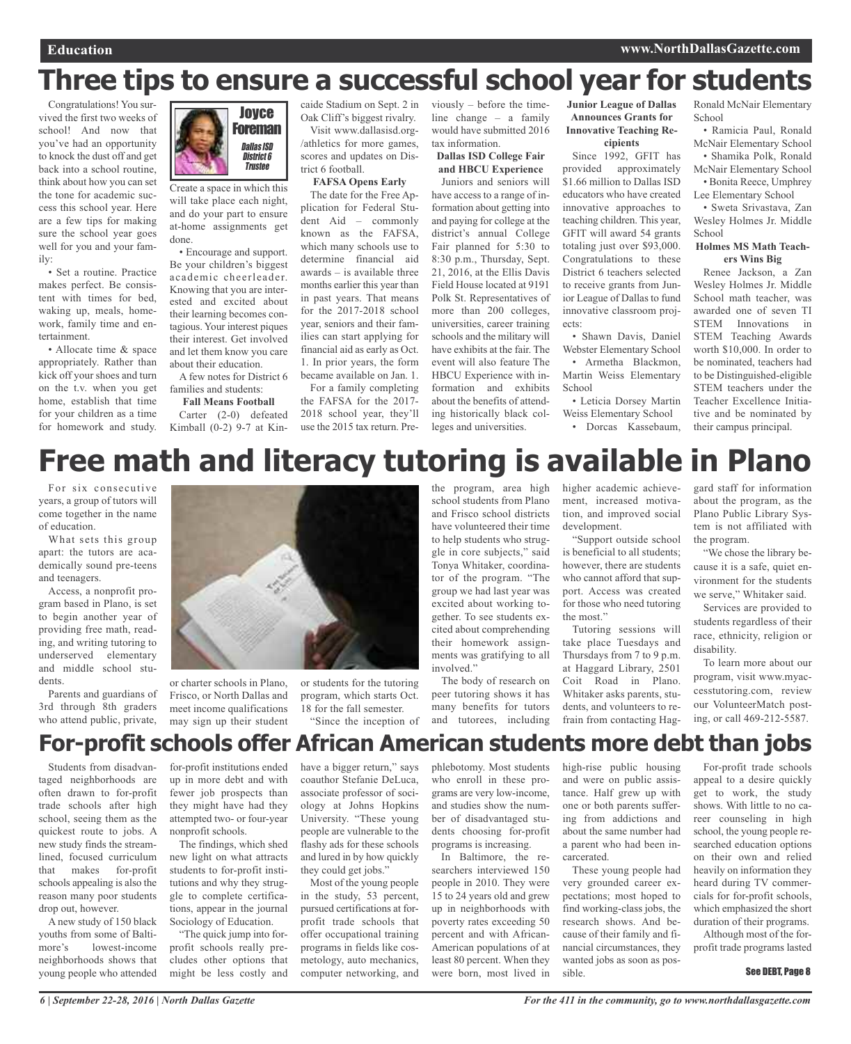# Three tips to ensure a successful school year for students

**Joyce Foreman**
*Dallas ISD District 6 Trustee*

Congratulations! You survived the first two weeks of school! And now that you've had an opportunity to knock the dust off and get back into a school routine, think about how you can set the tone for academic success this school year. Here are a few tips for making sure the school year goes well for you and your family:

• Set a routine. Practice makes perfect. Be consistent with times for bed, waking up, meals, homework, family time and entertainment.

• Allocate time & space appropriately. Rather than kick off your shoes and turn on the t.v. when you get home, establish that time for your children as a time for homework and study. Create a space in which this will take place each night, and do your part to ensure at-home assignments get done.

• Encourage and support. Be your children's biggest academic cheerleader. Knowing that you are interested and excited about their learning becomes contagious. Your interest piques their interest. Get involved and let them know you care about their education.

A few notes for District 6 families and students:

**Fall Means Football**

Carter (2-0) defeated Kimball (0-2) 9-7 at Kincaide Stadium on Sept. 2 in Oak Cliff's biggest rivalry.

Visit www.dallasisd.org-/athletics for more games, scores and updates on District 6 football.

**FAFSA Opens Early**

The date for the Free Application for Federal Student Aid – commonly known as the FAFSA, which many schools use to determine financial aid awards – is available three months earlier this year than in past years. That means for the 2017-2018 school year, seniors and their families can start applying for financial aid as early as Oct. 1. In prior years, the form became available on Jan. 1.

For a family completing the FAFSA for the 2017-2018 school year, they'll use the 2015 tax return. Previously – before the timeline change – a family would have submitted 2016 tax information.

**Dallas ISD College Fair and HBCU Experience**

Juniors and seniors will have access to a range of information about getting into and paying for college at the district's annual College Fair planned for 5:30 to 8:30 p.m., Thursday, Sept. 21, 2016, at the Ellis Davis Field House located at 9191 Polk St. Representatives of more than 200 colleges, universities, career training schools and the military will have exhibits at the fair. The event will also feature The HBCU Experience with information and exhibits about the benefits of attending historically black colleges and universities.

**Junior League of Dallas Announces Grants for Innovative Teaching Recipients**

Since 1992, GFIT has provided approximately $1.66 million to Dallas ISD educators who have created innovative approaches to teaching children. This year, GFIT will award 54 grants totaling just over $93,000. Congratulations to these District 6 teachers selected to receive grants from Junior League of Dallas to fund innovative classroom projects:

• Shawn Davis, Daniel Webster Elementary School
• Armetha Blackmon, Martin Weiss Elementary School
• Leticia Dorsey Martin Weiss Elementary School
• Dorcas Kassebaum, Ronald McNair Elementary School
• Ramicia Paul, Ronald McNair Elementary School
• Shamika Polk, Ronald McNair Elementary School
• Bonita Reece, Umphrey Lee Elementary School
• Sweta Srivastava, Zan Wesley Holmes Jr. Middle School

**Holmes MS Math Teachers Wins Big**

Renee Jackson, a Zan Wesley Holmes Jr. Middle School math teacher, was awarded one of seven TI STEM Innovations in STEM Teaching Awards worth $10,000. In order to be nominated, teachers had to be Distinguished-eligible STEM teachers under the Teacher Excellence Initiative and be nominated by their campus principal.

# Free math and literacy tutoring is available in Plano

For six consecutive years, a group of tutors will come together in the name of education.

What sets this group apart: the tutors are academically sound pre-teens and teenagers.

Access, a nonprofit program based in Plano, is set to begin another year of providing free math, reading, and writing tutoring to underserved elementary and middle school students.

Parents and guardians of 3rd through 8th graders who attend public, private, or charter schools in Plano, Frisco, or North Dallas and meet income qualifications may sign up their student or students for the tutoring program, which starts Oct. 18 for the fall semester.

"Since the inception of the program, area high school students from Plano and Frisco school districts have volunteered their time to help students who struggle in core subjects," said Tonya Whitaker, coordinator of the program. "The group we had last year was excited about working together. To see students excited about comprehending their homework assignments was gratifying to all involved."

The body of research on peer tutoring shows it has many benefits for tutors and tutorees, including higher academic achievement, increased motivation, and improved social development.

"Support outside school is beneficial to all students; however, there are students who cannot afford that support. Access was created for those who need tutoring the most."

Tutoring sessions will take place Tuesdays and Thursdays from 7 to 9 p.m. at Haggard Library, 2501 Coit Road in Plano. Whitaker asks parents, students, and volunteers to refrain from contacting Haggard staff for information about the program, as the Plano Public Library System is not affiliated with the program.

"We chose the library because it is a safe, quiet environment for the students we serve," Whitaker said.

Services are provided to students regardless of their race, ethnicity, religion or disability.

To learn more about our program, visit www.myaccesstutoring.com, review our VolunteerMatch posting, or call 469-212-5587.

# For-profit schools offer African American students more debt than jobs

Students from disadvantaged neighborhoods are often drawn to for-profit trade schools after high school, seeing them as the quickest route to jobs. A new study finds the streamlined, focused curriculum that makes for-profit schools appealing is also the reason many poor students drop out, however.

A new study of 150 black youths from some of Baltimore's lowest-income neighborhoods shows that young people who attended for-profit institutions ended up in more debt and with fewer job prospects than they might have had they attempted two- or four-year nonprofit schools.

The findings, which shed new light on what attracts students to for-profit institutions and why they struggle to complete certifications, appear in the journal Sociology of Education.

"The quick jump into for-profit schools really precludes other options that might be less costly and have a bigger return," says coauthor Stefanie DeLuca, associate professor of sociology at Johns Hopkins University. "These young people are vulnerable to the flashy ads for these schools and lured in by how quickly they could get jobs."

Most of the young people in the study, 53 percent, pursued certifications at for-profit trade schools that offer occupational training programs in fields like cosmetology, auto mechanics, computer networking, and phlebotomy. Most students who enroll in these programs are very low-income, and studies show the number of disadvantaged students choosing for-profit programs is increasing.

In Baltimore, the researchers interviewed 150 people in 2010. They were 15 to 24 years old and grew up in neighborhoods with poverty rates exceeding 50 percent and with African-American populations of at least 80 percent. When they were born, most lived in high-rise public housing and were on public assistance. Half grew up with one or both parents suffering from addictions and about the same number had a parent who had been incarcerated.

These young people had very grounded career expectations; most hoped to find working-class jobs, the research shows. And because of their family and financial circumstances, they wanted jobs as soon as possible.

For-profit trade schools appeal to a desire quickly get to work, the study shows. With little to no career counseling in high school, the young people researched education options on their own and relied heavily on information they heard during TV commercials for for-profit schools, which emphasized the short duration of their programs.

Although most of the for-profit trade programs lasted

See DEBT, Page 8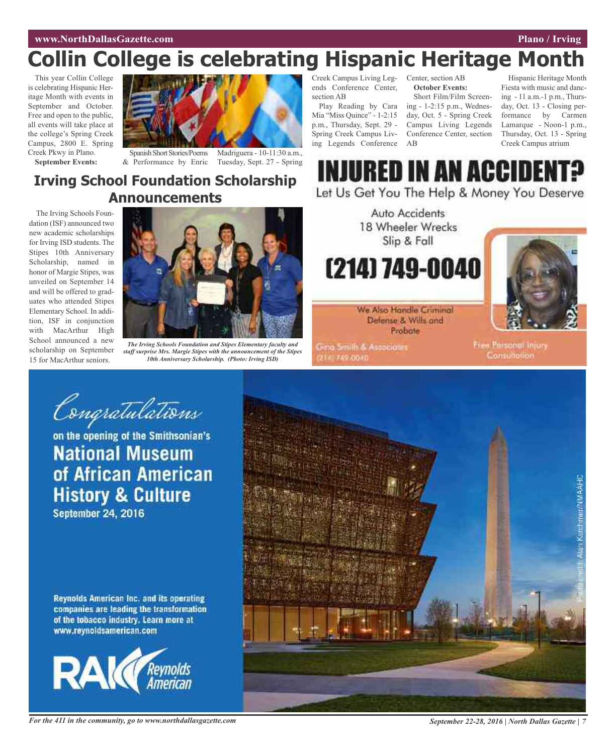# Collin College is celebrating Hispanic Heritage Month

This year Collin College is celebrating Hispanic Heritage Month with events in September and October. Free and open to the public, all events will take place at the college's Spring Creek Campus, 2800 E. Spring Creek Pkwy in Plano.

**September Events:**

Spanish Short Stories/Poems & Performance by Enric Madriguera - 10-11:30 a.m., Tuesday, Sept. 27 - Spring Creek Campus Living Legends Conference Center, section AB

Play Reading by Cara Mia "Miss Quince" - 1-2:15 p.m., Thursday, Sept. 29 - Spring Creek Campus Living Legends Conference Center, section AB

**October Events:**

Short Film/Film Screening - 1-2:15 p.m., Wednesday, Oct. 5 - Spring Creek Campus Living Legends Conference Center, section AB

Hispanic Heritage Month Fiesta with music and dancing - 11 a.m.-1 p.m., Thursday, Oct. 13 - Closing performance by Carmen Lamarque - Noon-1 p.m., Thursday, Oct. 13 - Spring Creek Campus atrium

## Irving School Foundation Scholarship Announcements

The Irving Schools Foundation (ISF) announced two new academic scholarships for Irving ISD students. The Stipes 10th Anniversary Scholarship, named in honor of Margie Stipes, was unveiled on September 14 and will be offered to graduates who attended Stipes Elementary School. In addition, ISF in conjunction with MacArthur High School announced a new scholarship on September 15 for MacArthur seniors.

*The Irving Schools Foundation and Stipes Elementary faculty and staff surprise Mrs. Margie Stipes with the announcement of the Stipes 10th Anniversary Scholarship. (Photo: Irving ISD)*

**INJURED IN AN ACCIDENT?**

Let Us Get You The Help & Money You Deserve

Auto Accidents
18 Wheeler Wrecks
Slip & Fall

**(214) 749-0040**

We Also Handle Criminal Defense & Wills and Probate

Gina Smith & Associates
(214) 749-0040

Free Personal Injury Consultation

*Congratulations*

on the opening of the Smithsonian's

**National Museum of African American History & Culture**

September 24, 2016

Reynolds American Inc. and its operating companies are leading the transformation of the tobacco industry. Learn more at www.reynoldsamerican.com

RAI Reynolds American

Photo credit: Alan Karchmer/NMAAHC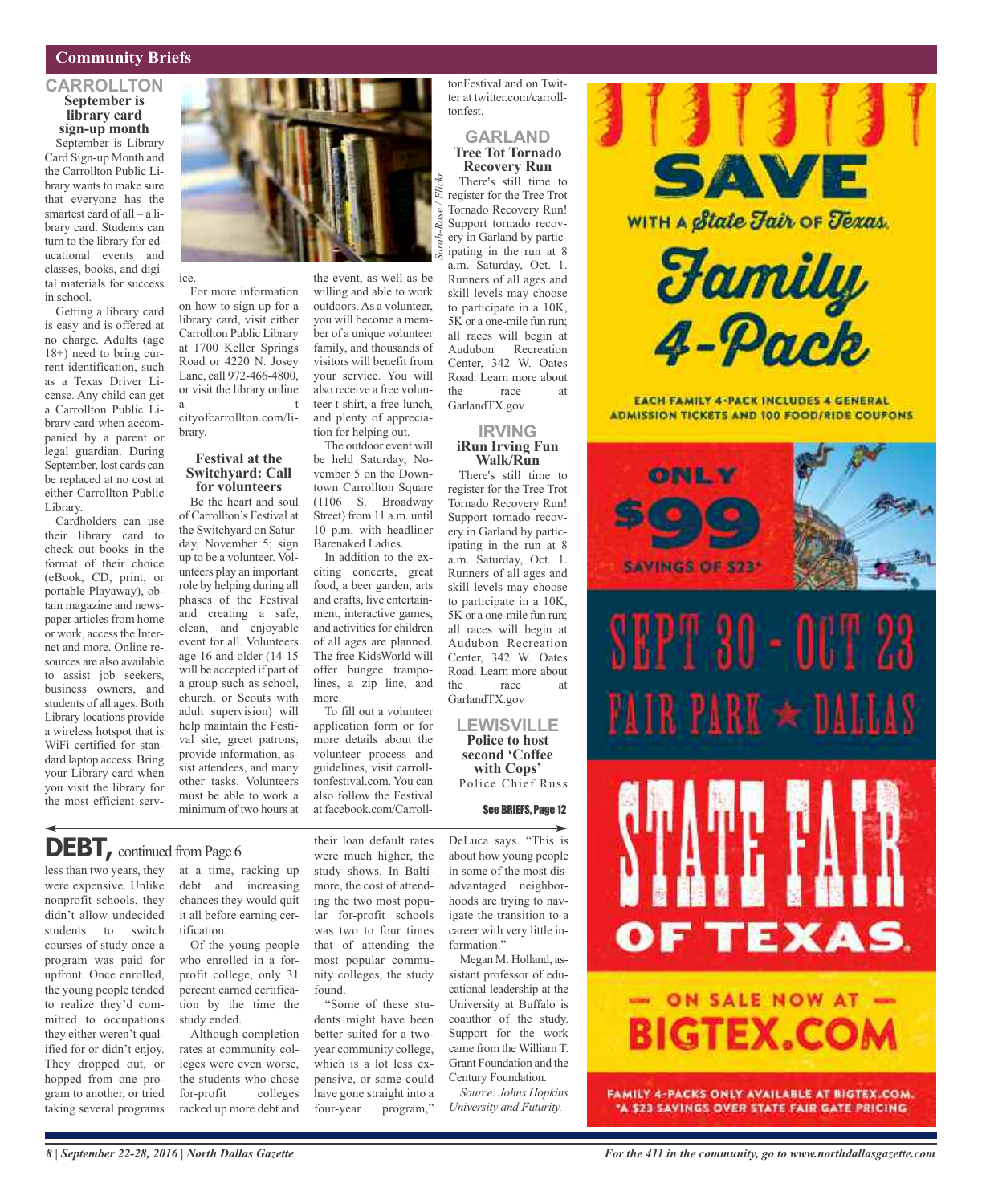## Community Briefs

### CARROLLTON

#### September is library card sign-up month

September is Library Card Sign-up Month and the Carrollton Public Library wants to make sure that everyone has the smartest card of all – a library card. Students can turn to the library for educational events and classes, books, and digital materials for success in school.

Getting a library card is easy and is offered at no charge. Adults (age 18+) need to bring current identification, such as a Texas Driver License. Any child can get a Carrollton Public Library card when accompanied by a parent or legal guardian. During September, lost cards can be replaced at no cost at either Carrollton Public Library.

Cardholders can use their library card to check out books in the format of their choice (eBook, CD, print, or portable Playaway), obtain magazine and newspaper articles from home or work, access the Internet and more. Online resources are also available to assist job seekers, business owners, and students of all ages. Both Library locations provide a wireless hotspot that is WiFi certified for standard laptop access. Bring your Library card when you visit the library for the most efficient service.

*Sarah-Rose / Flickr*

For more information on how to sign up for a library card, visit either Carrollton Public Library at 1700 Keller Springs Road or 4220 N. Josey Lane, call 972-466-4800, or visit the library online at cityofcarrollton.com/library.

#### Festival at the Switchyard: Call for volunteers

Be the heart and soul of Carrollton's Festival at the Switchyard on Saturday, November 5; sign up to be a volunteer. Volunteers play an important role by helping during all phases of the Festival and creating a safe, clean, and enjoyable event for all. Volunteers age 16 and older (14-15 will be accepted if part of a group such as school, church, or Scouts with adult supervision) will help maintain the Festival site, greet patrons, provide information, assist attendees, and many other tasks. Volunteers must be able to work a minimum of two hours at the event, as well as be willing and able to work outdoors. As a volunteer, you will become a member of a unique volunteer family, and thousands of visitors will benefit from your service. You will also receive a free volunteer t-shirt, a free lunch, and plenty of appreciation for helping out.

The outdoor event will be held Saturday, November 5 on the Downtown Carrollton Square (1106 S. Broadway Street) from 11 a.m. until 10 p.m. with headliner Barenaked Ladies.

In addition to the exciting concerts, great food, a beer garden, arts and crafts, live entertainment, interactive games, and activities for children of all ages are planned. The free KidsWorld will offer bungee trampolines, a zip line, and more.

To fill out a volunteer application form or for more details about the volunteer process and guidelines, visit carrolltonfestival.com. You can also follow the Festival at facebook.com/CarrolltonFestival and on Twitter at twitter.com/carrolltonfest.

### GARLAND

#### Tree Tot Tornado Recovery Run

There's still time to register for the Tree Trot Tornado Recovery Run! Support tornado recovery in Garland by participating in the run at 8 a.m. Saturday, Oct. 1. Runners of all ages and skill levels may choose to participate in a 10K, 5K or a one-mile fun run; all races will begin at Audubon Recreation Center, 342 W. Oates Road. Learn more about the race at GarlandTX.gov

### IRVING

#### iRun Irving Fun Walk/Run

There's still time to register for the Tree Trot Tornado Recovery Run! Support tornado recovery in Garland by participating in the run at 8 a.m. Saturday, Oct. 1. Runners of all ages and skill levels may choose to participate in a 10K, 5K or a one-mile fun run; all races will begin at Audubon Recreation Center, 342 W. Oates Road. Learn more about the race at GarlandTX.gov

### LEWISVILLE

#### Police to host second 'Coffee with Cops'

Police Chief Russ

See BRIEFS, Page 12

## DEBT, continued from Page 6

less than two years, they were expensive. Unlike nonprofit schools, they didn't allow undecided students to switch courses of study once a program was paid for upfront. Once enrolled, the young people tended to realize they'd committed to occupations they either weren't qualified for or didn't enjoy. They dropped out, or hopped from one program to another, or tried taking several programs at a time, racking up debt and increasing chances they would quit it all before earning certification.

Of the young people who enrolled in a for-profit college, only 31 percent earned certification by the time the study ended.

Although completion rates at community colleges were even worse, the students who chose for-profit colleges racked up more debt and their loan default rates were much higher, the study shows. In Baltimore, the cost of attending the two most popular for-profit schools was two to four times that of attending the most popular community colleges, the study found.

"Some of these students might have been better suited for a two-year community college, which is a lot less expensive, or some could have gone straight into a four-year program," DeLuca says. "This is about how young people in some of the most disadvantaged neighborhoods are trying to navigate the transition to a career with very little information."

Megan M. Holland, assistant professor of educational leadership at the University at Buffalo is coauthor of the study. Support for the work came from the William T. Grant Foundation and the Century Foundation.

*Source: Johns Hopkins University and Futurity.*

---

SAVE WITH A State Fair of Texas Family 4-Pack

EACH FAMILY 4-PACK INCLUDES 4 GENERAL ADMISSION TICKETS AND 100 FOOD/RIDE COUPONS

ONLY $99 SAVINGS OF $23*

SEPT 30 - OCT 23

FAIR PARK ★ DALLAS

STATE FAIR OF TEXAS

ON SALE NOW AT BIGTEX.COM

FAMILY 4-PACKS ONLY AVAILABLE AT BIGTEX.COM. *A $23 SAVINGS OVER STATE FAIR GATE PRICING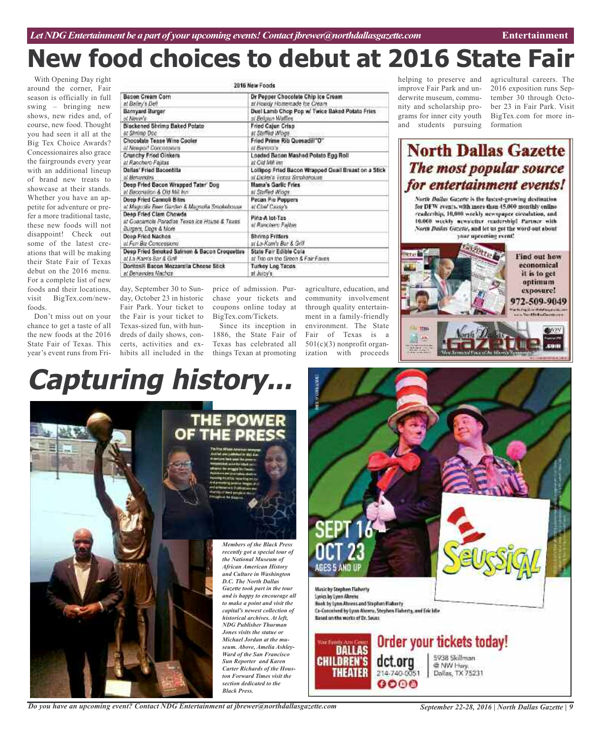# New food choices to debut at 2016 State Fair

With Opening Day right around the corner, Fair season is officially in full swing – bringing new shows, new rides and, of course, new food. Thought you had seen it all at the Big Tex Choice Awards? Concessionaires also grace the fairgrounds every year with an additional lineup of brand new treats to showcase at their stands. Whether you have an appetite for adventure or prefer a more traditional taste, these new foods will not disappoint! Check out some of the latest creations that will be making their State Fair of Texas debut on the 2016 menu. For a complete list of new foods and their locations, visit BigTex.com/newfoods.

| 2016 New Foods | |
|---|---|
| Bacon Cream Corn *at Bailey's Deli* | Dr Pepper Chocolate Chip Ice Cream *at Howdy Homemade Ice Cream* |
| Barnyard Burger *at Nevin's* | Duel Lamb Chop Pop w/ Twice Baked Potato Fries *at Belgian Waffles* |
| Blackened Shrimp Baked Potato *at Shrimp Doc* | Fried Cajun Crisp *at Stuffed Wings* |
| Chocolate Tease Wine Cooler *at Newport Concessions* | Fried Prime Rib Quesadill"O" *at Barrera's* |
| Crunchy Fried Oinkers *at Ranchero Fajitas* | Loaded Bacon Mashed Potato Egg Roll *at Old Mill Inn* |
| Dallas' Fried Bacontilla *at Benavides* | Lollipop Fried Bacon Wrapped Quail Breast on a Stick *at Dickel's Texas Smokehouse* |
| Deep Fried Bacon Wrapped Tater' Dog *at Baconation & Old Mill Inn* | Mama's Garlic Fries *at Stuffed Wings* |
| Deep Fried Cannoli Bites *at Magnolia Beer Garden & Magnolia Smokehouse* | Pecan Pie Poppers *at Chef Cassy's* |
| Deep Fried Clam Chowda *at Guacamole Paradise Texas Ice House & Texas Burgers, Dogs & More* | Piña-A lot-Tas *at Ranchero Fajitas* |
| Deep Fried Nachos *at Fun Biz Concessions* | Shrimp Fritters *at La-Kam's Bar & Grill* |
| Deep Fried Smoked Salmon & Bacon Croquettes *at La Kam's Bar & Grill* | State Fair Edible Cola *at Trio on the Green & Fair Faves* |
| Doritos® Bacon Mozzarella Cheese Stick *at Benavides Nachos* | Turkey Leg Tacos *at Juicy's* |

Don't miss out on your chance to get a taste of all the new foods at the 2016 State Fair of Texas. This year's event runs from Friday, September 30 to Sunday, October 23 in historic Fair Park. Your ticket to the Fair is your ticket to Texas-sized fun, with hundreds of daily shows, concerts, activities and exhibits all included in the price of admission. Purchase your tickets and coupons online today at BigTex.com/Tickets.

Since its inception in 1886, the State Fair of Texas has celebrated all things Texan at promoting agriculture, education, and community involvement through quality entertainment in a family-friendly environment. The State Fair of Texas is a 501(c)(3) nonprofit organization with proceeds helping to preserve and improve Fair Park and underwrite museum, community and scholarship programs for inner city youth and students pursuing agricultural careers. The 2016 exposition runs September 30 through October 23 in Fair Park. Visit BigTex.com for more information

**North Dallas Gazette**
***The most popular source for entertainment events!***

*North Dallas Gazette* is the fastest-growing destination for DFW events, with more than 45,000 monthly online readership, 10,000 weekly newspaper circulation, and 10,000 weekly newsletter readership! Partner with *North Dallas Gazette*, and let us get the word out about your upcoming event!

Find out how economical it is to get optimum exposure! 972-509-9049

# Capturing history...

*Members of the Black Press recently got a special tour of the National Museum of African American History and Culture in Washington D.C. The North Dallas Gazette took part in the tour and is happy to encourage all to make a point and visit the capital's newest collection of historical archives. At left, NDG Publisher Thurman Jones visits the statue or Michael Jordan at the museum. Above, Amelia Ashley-Ward of the San Francisco Sun Reporter and Karen Carter Richards of the Houston Forward Times visit the section dedicated to the Black Press.*

**SEPT 16 – OCT 23** AGES 5 AND UP

**Seussical**

Music by Stephen Flaherty
Lyrics by Lynn Ahrens
Book by Lynn Ahrens and Stephen Flaherty
Co-Conceived by Lynn Ahrens, Stephen Flaherty, and Eric Idle
Based on the works of Dr. Seuss

**Order your tickets today!**

Dallas Children's Theater — dct.org — 214-740-0051 — 5938 Skillman @ NW Hwy, Dallas, TX 75231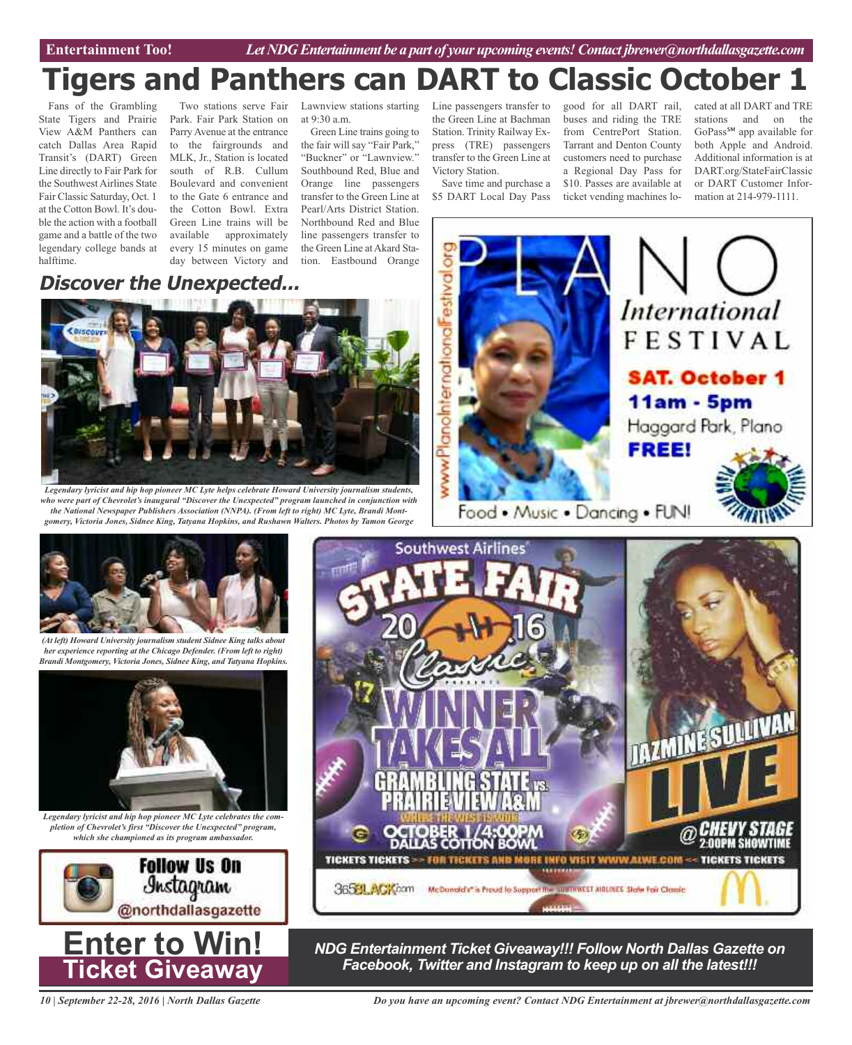# Tigers and Panthers can DART to Classic October 1

Fans of the Grambling State Tigers and Prairie View A&M Panthers can catch Dallas Area Rapid Transit's (DART) Green Line directly to Fair Park for the Southwest Airlines State Fair Classic Saturday, Oct. 1 at the Cotton Bowl. It's double the action with a football game and a battle of the two legendary college bands at halftime.

Two stations serve Fair Park. Fair Park Station on Parry Avenue at the entrance to the fairgrounds and MLK, Jr., Station is located south of R.B. Cullum Boulevard and convenient to the Gate 6 entrance and the Cotton Bowl. Extra Green Line trains will be available approximately every 15 minutes on game day between Victory and Lawnview stations starting at 9:30 a.m.

Green Line trains going to the fair will say "Fair Park," "Buckner" or "Lawnview." Southbound Red, Blue and Orange line passengers transfer to the Green Line at Pearl/Arts District Station. Northbound Red and Blue line passengers transfer to the Green Line at Akard Station. Eastbound Orange Line passengers transfer to the Green Line at Bachman Station. Trinity Railway Express (TRE) passengers transfer to the Green Line at Victory Station.

Save time and purchase a $5 DART Local Day Pass good for all DART rail, buses and riding the TRE from CentrePort Station. Tarrant and Denton County customers need to purchase a Regional Day Pass for $10. Passes are available at ticket vending machines located at all DART and TRE stations and on the GoPass℠ app available for both Apple and Android. Additional information is at DART.org/StateFairClassic or DART Customer Information at 214-979-1111.

## *Discover the Unexpected...*

*Legendary lyricist and hip hop pioneer MC Lyte helps celebrate Howard University journalism students, who were part of Chevrolet's inaugural "Discover the Unexpected" program launched in conjunction with the National Newspaper Publishers Association (NNPA). (From left to right) MC Lyte, Brandi Montgomery, Victoria Jones, Sidnee King, Tatyana Hopkins, and Rushawn Walters. Photos by Tamon George*

*(At left) Howard University journalism student Sidnee King talks about her experience reporting at the Chicago Defender. (From left to right) Brandi Montgomery, Victoria Jones, Sidnee King, and Tatyana Hopkins.*

*Legendary lyricist and hip hop pioneer MC Lyte celebrates the completion of Chevrolet's first "Discover the Unexpected" program, which she championed as its program ambassador.*

www.PlanoInternationalFestival.org

PLANO International FESTIVAL

SAT. October 1

11am - 5pm

Haggard Park, Plano

FREE!

Food • Music • Dancing • FUN!

Follow Us On Instagram @northdallasgazette

Southwest Airlines STATE FAIR 2016 Classic

WINNER TAKES ALL

GRAMBLING STATE vs. PRAIRIE VIEW A&M

OCTOBER 1/4:00PM DALLAS COTTON BOWL

JAZMINE SULLIVAN LIVE @ CHEVY STAGE 2:00PM SHOWTIME

TICKETS TICKETS >> FOR TICKETS AND MORE INFO VISIT WWW.ALWE.COM << TICKETS TICKETS

McDonald's is Proud to Support the Southwest Airlines State Fair Classic

# Enter to Win! Ticket Giveaway

***NDG Entertainment Ticket Giveaway!!! Follow North Dallas Gazette on Facebook, Twitter and Instagram to keep up on all the latest!!!***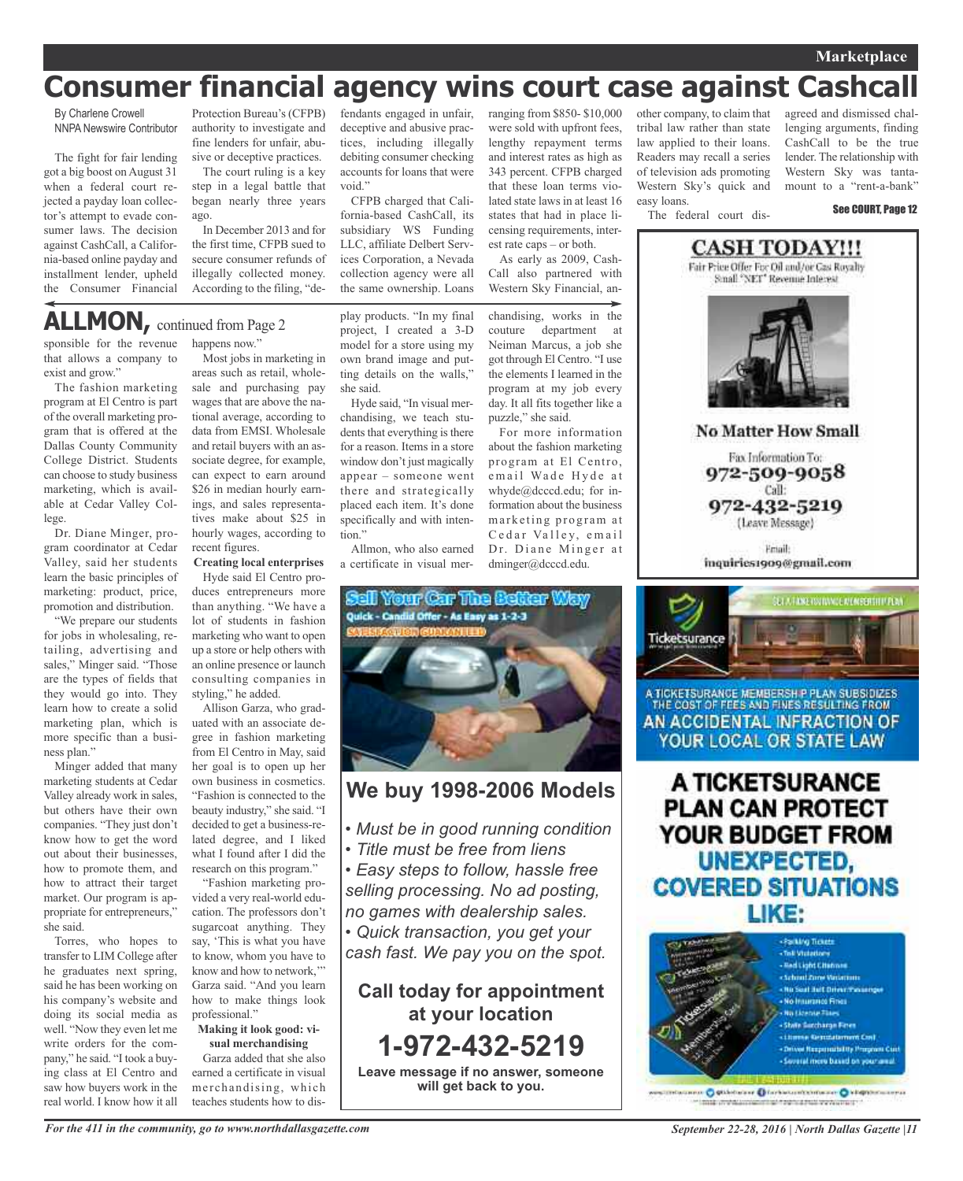# Consumer financial agency wins court case against Cashcall

By Charlene Crowell
NNPA Newswire Contributor

The fight for fair lending got a big boost on August 31 when a federal court rejected a payday loan collector's attempt to evade consumer laws. The decision against CashCall, a California-based online payday and installment lender, upheld the Consumer Financial Protection Bureau's (CFPB) authority to investigate and fine lenders for unfair, abusive or deceptive practices.

The court ruling is a key step in a legal battle that began nearly three years ago.

In December 2013 and for the first time, CFPB sued to secure consumer refunds of illegally collected money. According to the filing, "defendants engaged in unfair, deceptive and abusive practices, including illegally debiting consumer checking accounts for loans that were void."

CFPB charged that California-based CashCall, its subsidiary WS Funding LLC, affiliate Delbert Services Corporation, a Nevada collection agency were all the same ownership. Loans ranging from $850- $10,000 were sold with upfront fees, lengthy repayment terms and interest rates as high as 343 percent. CFPB charged that these loan terms violated state laws in at least 16 states that had in place licensing requirements, interest rate caps – or both.

As early as 2009, CashCall also partnered with Western Sky Financial, another company, to claim that tribal law rather than state law applied to their loans. Readers may recall a series of television ads promoting Western Sky's quick and easy loans.

The federal court disagreed and dismissed challenging arguments, finding CashCall to be the true lender. The relationship with Western Sky was tantamount to a "rent-a-bank"

See COURT, Page 12

## ALLMON, continued from Page 2

sponsible for the revenue that allows a company to exist and grow."

The fashion marketing program at El Centro is part of the overall marketing program that is offered at the Dallas County Community College District. Students can choose to study business marketing, which is available at Cedar Valley College.

Dr. Diane Minger, program coordinator at Cedar Valley, said her students learn the basic principles of marketing: product, price, promotion and distribution.

"We prepare our students for jobs in wholesaling, retailing, advertising and sales," Minger said. "Those are the types of fields that they would go into. They learn how to create a solid marketing plan, which is more specific than a business plan."

Minger added that many marketing students at Cedar Valley already work in sales, but others have their own companies. "They just don't know how to get the word out about their businesses, how to promote them, and how to attract their target market. Our program is appropriate for entrepreneurs," she said.

Torres, who hopes to transfer to LIM College after he graduates next spring, said he has been working on his company's website and doing its social media as well. "Now they even let me write orders for the company," he said. "I took a buying class at El Centro and saw how buyers work in the real world. I know how it all happens now."

Most jobs in marketing in areas such as retail, wholesale and purchasing pay wages that are above the national average, according to data from EMSI. Wholesale and retail buyers with an associate degree, for example, can expect to earn around $26 in median hourly earnings, and sales representatives make about $25 in hourly wages, according to recent figures.

**Creating local enterprises**

Hyde said El Centro produces entrepreneurs more than anything. "We have a lot of students in fashion marketing who want to open up a store or help others with an online presence or launch consulting companies in styling," he added.

Allison Garza, who graduated with an associate degree in fashion marketing from El Centro in May, said her goal is to open up her own business in cosmetics. "Fashion is connected to the beauty industry," she said. "I decided to get a business-related degree, and I liked what I found after I did the research on this program."

"Fashion marketing provided a very real-world education. The professors don't sugarcoat anything. They say, 'This is what you have to know, whom you have to know and how to network,'" Garza said. "And you learn how to make things look professional."

**Making it look good: visual merchandising**

Garza added that she also earned a certificate in visual merchandising, which teaches students how to display products. "In my final project, I created a 3-D model for a store using my own brand image and putting details on the walls," she said.

Hyde said, "In visual merchandising, we teach students that everything is there for a reason. Items in a store window don't just magically appear – someone went there and strategically placed each item. It's done specifically and with intention."

Allmon, who also earned a certificate in visual merchandising, works in the couture department at Neiman Marcus, a job she got through El Centro. "I use the elements I learned in the program at my job every day. It all fits together like a puzzle," she said.

For more information about the fashion marketing program at El Centro, email Wade Hyde at whyde@dcccd.edu; for information about the business marketing program at Cedar Valley, email Dr. Diane Minger at dminger@dcccd.edu.

---

**CASH TODAY!!!**
Fair Price Offer For Oil and/or Gas Royalty
Small "NET" Revenue Interest

**No Matter How Small**

Fax Information To:
**972-509-9058**
Call:
**972-432-5219**
(Leave Message)

Email:
**inquiries1909@gmail.com**

---

**Sell Your Car The Better Way**
Quick - Candid Offer - As Easy as 1-2-3
SATISFACTION GUARANTEED

## We buy 1998-2006 Models

- *Must be in good running condition*
- *Title must be free from liens*
- *Easy steps to follow, hassle free selling processing. No ad posting, no games with dealership sales.*
- *Quick transaction, you get your cash fast. We pay you on the spot.*

**Call today for appointment at your location**

**1-972-432-5219**

**Leave message if no answer, someone will get back to you.**

---

Ticketsurance

A TICKETSURANCE MEMBERSHIP PLAN SUBSIDIZES THE COST OF FEES AND FINES RESULTING FROM **AN ACCIDENTAL INFRACTION OF YOUR LOCAL OR STATE LAW**

**A TICKETSURANCE PLAN CAN PROTECT YOUR BUDGET FROM UNEXPECTED, COVERED SITUATIONS LIKE:**

- Parking Tickets
- Toll Violations
- Red Light Citations
- School Zone Violations
- No Seat Belt Driver/Passenger
- No Insurance Fines
- No License Fines
- State Surcharge Fines
- License Reinstatement Cost
- Driver Responsibility Program Cost
- Several more based on your area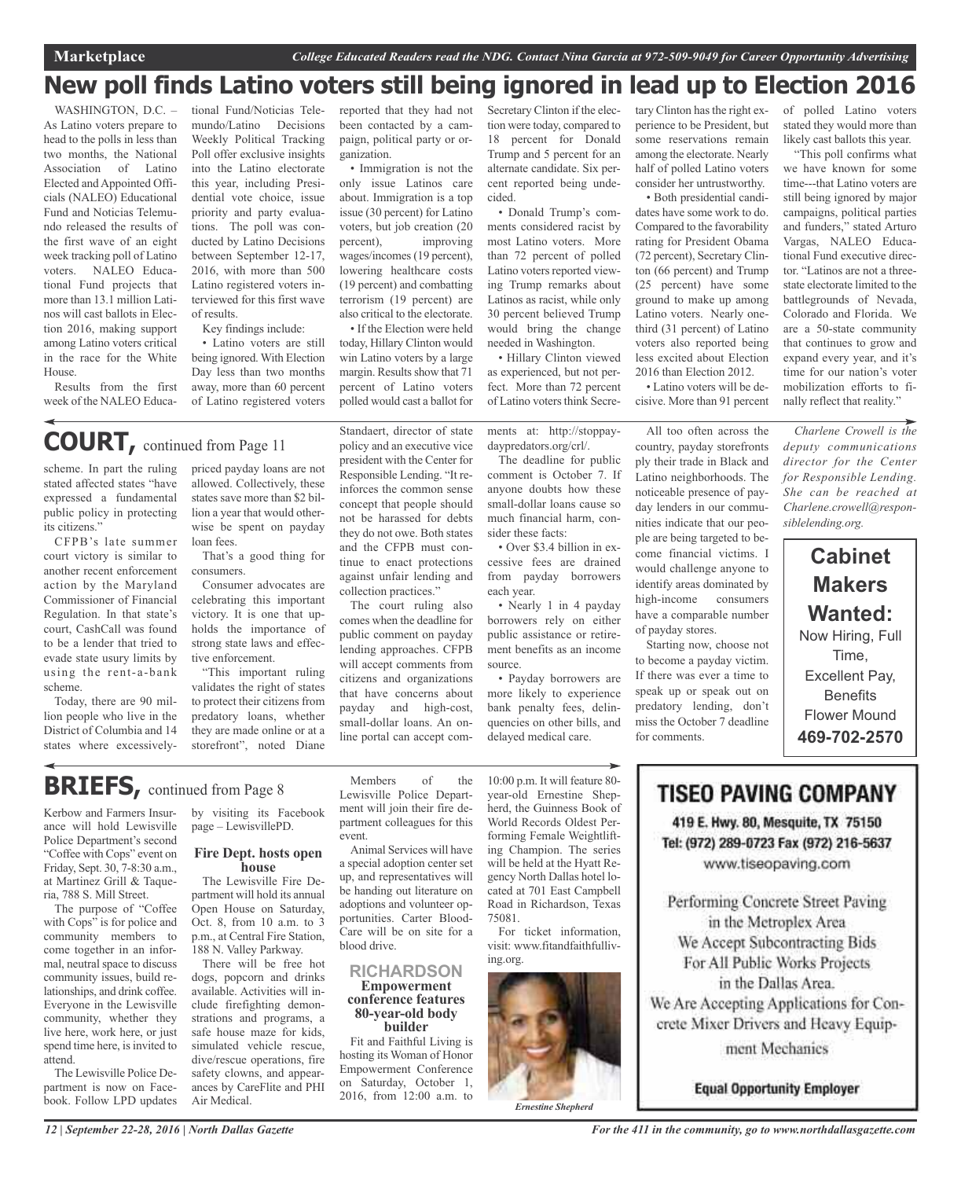# New poll finds Latino voters still being ignored in lead up to Election 2016

WASHINGTON, D.C. – As Latino voters prepare to head to the polls in less than two months, the National Association of Latino Elected and Appointed Officials (NALEO) Educational Fund and Noticias Telemundo released the results of the first wave of an eight week tracking poll of Latino voters. NALEO Educational Fund projects that more than 13.1 million Latinos will cast ballots in Election 2016, making support among Latino voters critical in the race for the White House.

Results from the first week of the NALEO Educational Fund/Noticias Telemundo/Latino Decisions Weekly Political Tracking Poll offer exclusive insights into the Latino electorate this year, including Presidential vote choice, issue priority and party evaluations. The poll was conducted by Latino Decisions between September 12-17, 2016, with more than 500 Latino registered voters interviewed for this first wave of results.

Key findings include:

- Latino voters are still being ignored. With Election Day less than two months away, more than 60 percent of Latino registered voters reported that they had not been contacted by a campaign, political party or organization.
- Immigration is not the only issue Latinos care about. Immigration is a top issue (30 percent) for Latino voters, but job creation (20 percent), improving wages/incomes (19 percent), lowering healthcare costs (19 percent) and combatting terrorism (19 percent) are also critical to the electorate.
- If the Election were held today, Hillary Clinton would win Latino voters by a large margin. Results show that 71 percent of Latino voters polled would cast a ballot for Secretary Clinton if the election were today, compared to 18 percent for Donald Trump and 5 percent for an alternate candidate. Six percent reported being undecided.
- Donald Trump's comments considered racist by most Latino voters. More than 72 percent of polled Latino voters reported viewing Trump remarks about Latinos as racist, while only 30 percent believed Trump would bring the change needed in Washington.
- Hillary Clinton viewed as experienced, but not perfect. More than 72 percent of Latino voters think Secretary Clinton has the right experience to be President, but some reservations remain among the electorate. Nearly half of polled Latino voters consider her untrustworthy.
- Both presidential candidates have some work to do. Compared to the favorability rating for President Obama (72 percent), Secretary Clinton (66 percent) and Trump (25 percent) have some ground to make up among Latino voters. Nearly one-third (31 percent) of Latino voters also reported being less excited about Election 2016 than Election 2012.
- Latino voters will be decisive. More than 91 percent of polled Latino voters stated they would more than likely cast ballots this year.

"This poll confirms what we have known for some time---that Latino voters are still being ignored by major campaigns, political parties and funders," stated Arturo Vargas, NALEO Educational Fund executive director. "Latinos are not a three-state electorate limited to the battlegrounds of Nevada, Colorado and Florida. We are a 50-state community that continues to grow and expand every year, and it's time for our nation's voter mobilization efforts to finally reflect that reality."

## COURT, continued from Page 11

scheme. In part the ruling stated affected states "have expressed a fundamental public policy in protecting its citizens."

CFPB's late summer court victory is similar to another recent enforcement action by the Maryland Commissioner of Financial Regulation. In that state's court, CashCall was found to be a lender that tried to evade state usury limits by using the rent-a-bank scheme.

Today, there are 90 million people who live in the District of Columbia and 14 states where excessively-priced payday loans are not allowed. Collectively, these states save more than $2 billion a year that would otherwise be spent on payday loan fees.

That's a good thing for consumers.

Consumer advocates are celebrating this important victory. It is one that upholds the importance of strong state laws and effective enforcement.

"This important ruling validates the right of states to protect their citizens from predatory loans, whether they are made online or at a storefront", noted Diane Standaert, director of state policy and an executive vice president with the Center for Responsible Lending. "It reinforces the common sense concept that people should not be harassed for debts they do not owe. Both states and the CFPB must continue to enact protections against unfair lending and collection practices."

The court ruling also comes when the deadline for public comment on payday lending approaches. CFPB will accept comments from citizens and organizations that have concerns about payday and high-cost, small-dollar loans. An online portal can accept comments at: http://stoppaydaypredators.org/crl/.

The deadline for public comment is October 7. If anyone doubts how these small-dollar loans cause so much financial harm, consider these facts:

- Over $3.4 billion in excessive fees are drained from payday borrowers each year.
- Nearly 1 in 4 payday borrowers rely on either public assistance or retirement benefits as an income source.
- Payday borrowers are more likely to experience bank penalty fees, delinquencies on other bills, and delayed medical care.

All too often across the country, payday storefronts ply their trade in Black and Latino neighborhoods. The noticeable presence of payday lenders in our communities indicate that our people are being targeted to become financial victims. I would challenge anyone to identify areas dominated by high-income consumers have a comparable number of payday stores.

Starting now, choose not to become a payday victim. If there was ever a time to speak up or speak out on predatory lending, don't miss the October 7 deadline for comments.

*Charlene Crowell is the deputy communications director for the Center for Responsible Lending. She can be reached at Charlene.crowell@responsiblelending.org.*

**Cabinet Makers Wanted:**
Now Hiring, Full Time,
Excellent Pay,
Benefits
Flower Mound
**469-702-2570**

## BRIEFS, continued from Page 8

Kerbow and Farmers Insurance will hold Lewisville Police Department's second "Coffee with Cops" event on Friday, Sept. 30, 7-8:30 a.m., at Martinez Grill & Taqueria, 788 S. Mill Street.

The purpose of "Coffee with Cops" is for police and community members to come together in an informal, neutral space to discuss community issues, build relationships, and drink coffee. Everyone in the Lewisville community, whether they live here, work here, or just spend time here, is invited to attend.

The Lewisville Police Department is now on Facebook. Follow LPD updates by visiting its Facebook page – LewisvillePD.

### Fire Dept. hosts open house

The Lewisville Fire Department will hold its annual Open House on Saturday, Oct. 8, from 10 a.m. to 3 p.m., at Central Fire Station, 188 N. Valley Parkway.

There will be free hot dogs, popcorn and drinks available. Activities will include firefighting demonstrations and programs, a safe house maze for kids, simulated vehicle rescue, dive/rescue operations, fire safety clowns, and appearances by CareFlite and PHI Air Medical.

Members of the Lewisville Police Department will join their fire department colleagues for this event.

Animal Services will have a special adoption center set up, and representatives will be handing out literature on adoptions and volunteer opportunities. Carter BloodCare will be on site for a blood drive.

### RICHARDSON
### Empowerment conference features 80-year-old body builder

Fit and Faithful Living is hosting its Woman of Honor Empowerment Conference on Saturday, October 1, 2016, from 12:00 a.m. to 10:00 p.m. It will feature 80-year-old Ernestine Shepherd, the Guinness Book of World Records Oldest Performing Female Weightlifting Champion. The series will be held at the Hyatt Regency North Dallas hotel located at 701 East Campbell Road in Richardson, Texas 75081.

For ticket information, visit: www.fitandfaithfulliving.org.

*Ernestine Shepherd*

**TISEO PAVING COMPANY**
419 E. Hwy. 80, Mesquite, TX 75150
Tel: (972) 289-0723 Fax (972) 216-5637
www.tiseopaving.com

Performing Concrete Street Paving in the Metroplex Area
We Accept Subcontracting Bids For All Public Works Projects in the Dallas Area.
We Are Accepting Applications for Concrete Mixer Drivers and Heavy Equipment Mechanics

**Equal Opportunity Employer**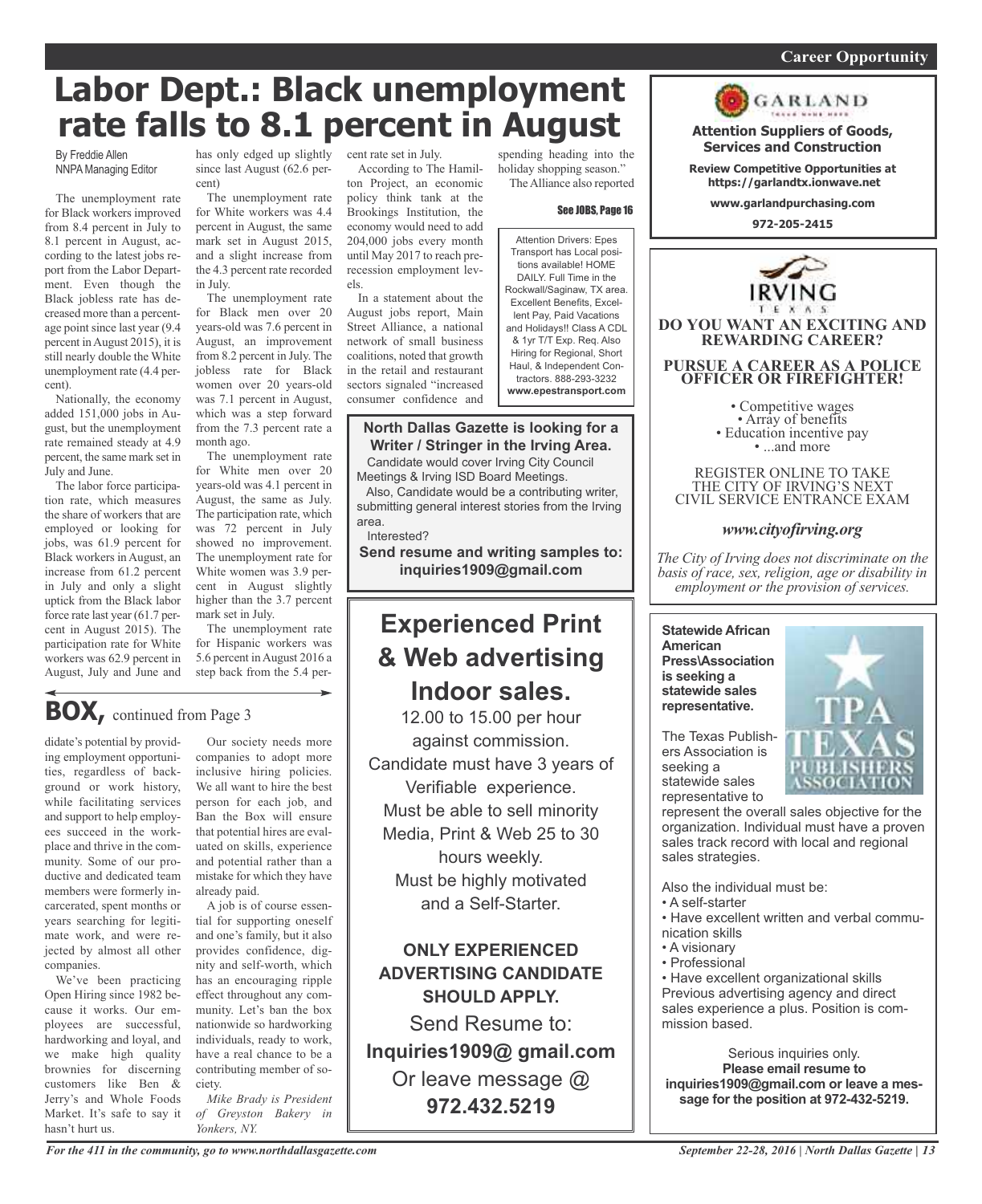# Labor Dept.: Black unemployment rate falls to 8.1 percent in August

By Freddie Allen
NNPA Managing Editor

The unemployment rate for Black workers improved from 8.4 percent in July to 8.1 percent in August, according to the latest jobs report from the Labor Department. Even though the Black jobless rate has decreased more than a percentage point since last year (9.4 percent in August 2015), it is still nearly double the White unemployment rate (4.4 percent).

Nationally, the economy added 151,000 jobs in August, but the unemployment rate remained steady at 4.9 percent, the same mark set in July and June.

The labor force participation rate, which measures the share of workers that are employed or looking for jobs, was 61.9 percent for Black workers in August, an increase from 61.2 percent in July and only a slight uptick from the Black labor force rate last year (61.7 percent in August 2015). The participation rate for White workers was 62.9 percent in August, July and June and has only edged up slightly since last August (62.6 percent)

The unemployment rate for White workers was 4.4 percent in August, the same mark set in August 2015, and a slight increase from the 4.3 percent rate recorded in July.

The unemployment rate for Black men over 20 years-old was 7.6 percent in August, an improvement from 8.2 percent in July. The jobless rate for Black women over 20 years-old was 7.1 percent in August, which was a step forward from the 7.3 percent rate a month ago.

The unemployment rate for White men over 20 years-old was 4.1 percent in August, the same as July. The participation rate, which was 72 percent in July showed no improvement. The unemployment rate for White women was 3.9 percent in August slightly higher than the 3.7 percent mark set in July.

The unemployment rate for Hispanic workers was 5.6 percent in August 2016 a step back from the 5.4 percent rate set in July.

According to The Hamilton Project, an economic policy think tank at the Brookings Institution, the economy would need to add 204,000 jobs every month until May 2017 to reach pre-recession employment levels.

In a statement about the August jobs report, Main Street Alliance, a national network of small business coalitions, noted that growth in the retail and restaurant sectors signaled "increased consumer confidence and spending heading into the holiday shopping season."

The Alliance also reported

See JOBS, Page 16

## BOX, continued from Page 3

didate's potential by providing employment opportunities, regardless of background or work history, while facilitating services and support to help employees succeed in the workplace and thrive in the community. Some of our productive and dedicated team members were formerly incarcerated, spent months or years searching for legitimate work, and were rejected by almost all other companies.

We've been practicing Open Hiring since 1982 because it works. Our employees are successful, hardworking and loyal, and we make high quality brownies for discerning customers like Ben & Jerry's and Whole Foods Market. It's safe to say it hasn't hurt us.

Our society needs more companies to adopt more inclusive hiring policies. We all want to hire the best person for each job, and Ban the Box will ensure that potential hires are evaluated on skills, experience and potential rather than a mistake for which they have already paid.

A job is of course essential for supporting oneself and one's family, but it also provides confidence, dignity and self-worth, which has an encouraging ripple effect throughout any community. Let's ban the box nationwide so hardworking individuals, ready to work, have a real chance to be a contributing member of society.

*Mike Brady is President of Greyston Bakery in Yonkers, NY.*

---

Attention Drivers: Epes Transport has Local positions available! HOME DAILY. Full Time in the Rockwall/Saginaw, TX area. Excellent Benefits, Excellent Pay, Paid Vacations and Holidays!! Class A CDL & 1yr T/T Exp. Req. Also Hiring for Regional, Short Haul, & Independent Contractors. 888-293-3232 **www.epestransport.com**

---

**North Dallas Gazette is looking for a Writer / Stringer in the Irving Area.**

Candidate would cover Irving City Council Meetings & Irving ISD Board Meetings.

Also, Candidate would be a contributing writer, submitting general interest stories from the Irving area.

Interested?

**Send resume and writing samples to: inquiries1909@gmail.com**

---

## Experienced Print & Web advertising Indoor sales.

12.00 to 15.00 per hour against commission.
Candidate must have 3 years of Verifiable experience.
Must be able to sell minority Media, Print & Web 25 to 30 hours weekly.
Must be highly motivated and a Self-Starter.

**ONLY EXPERIENCED ADVERTISING CANDIDATE SHOULD APPLY.**

Send Resume to:
**Inquiries1909@ gmail.com**
Or leave message @
**972.432.5219**

---

Career Opportunity

GARLAND

**Attention Suppliers of Goods, Services and Construction**

**Review Competitive Opportunities at https://garlandtx.ionwave.net**

**www.garlandpurchasing.com**

**972-205-2415**

---

IRVING TEXAS

**DO YOU WANT AN EXCITING AND REWARDING CAREER?**

**PURSUE A CAREER AS A POLICE OFFICER OR FIREFIGHTER!**

- Competitive wages
- Array of benefits
- Education incentive pay
- ...and more

REGISTER ONLINE TO TAKE THE CITY OF IRVING'S NEXT CIVIL SERVICE ENTRANCE EXAM

*www.cityofirving.org*

*The City of Irving does not discriminate on the basis of race, sex, religion, age or disability in employment or the provision of services.*

---

**Statewide African American Press\Association is seeking a statewide sales representative.**

The Texas Publishers Association is seeking a statewide sales representative to represent the overall sales objective for the organization. Individual must have a proven sales track record with local and regional sales strategies.

Also the individual must be:

- A self-starter
- Have excellent written and verbal communication skills
- A visionary
- Professional
- Have excellent organizational skills

Previous advertising agency and direct sales experience a plus. Position is commission based.

Serious inquiries only.
**Please email resume to inquiries1909@gmail.com or leave a message for the position at 972-432-5219.**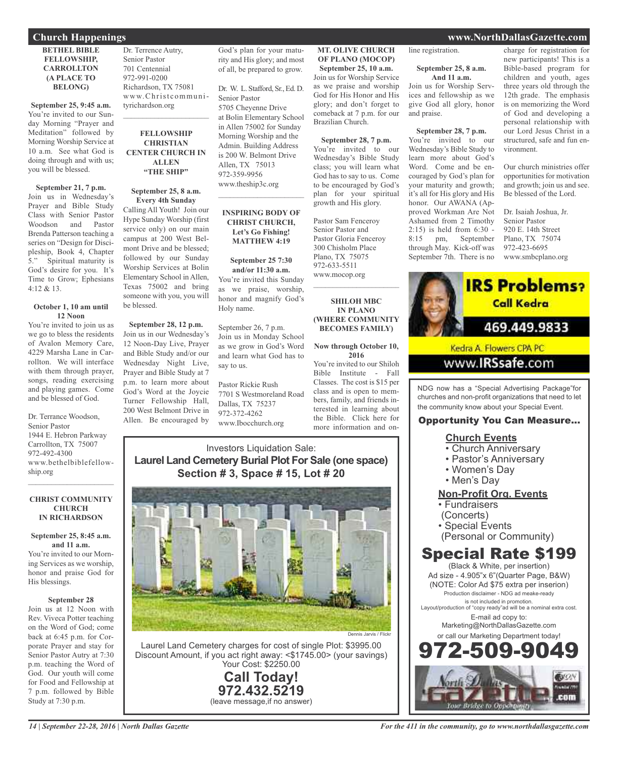## Church Happenings

### BETHEL BIBLE FELLOWSHIP, CARROLLTON (A PLACE TO BELONG)

**September 25, 9:45 a.m.**
You're invited to our Sunday Morning "Prayer and Meditation" followed by Morning Worship Service at 10 a.m. See what God is doing through and with us; you will be blessed.

**September 21, 7 p.m.**
Join us in Wednesday's Prayer and Bible Study Class with Senior Pastor Woodson and Pastor Brenda Patterson teaching a series on "Design for Discipleship, Book 4, Chapter 5." Spiritual maturity is God's desire for you. It's Time to Grow; Ephesians 4:12 & 13.

**October 1, 10 am until 12 Noon**
You're invited to join us as we go to bless the residents of Avalon Memory Care, 4229 Marsha Lane in Carrollton. We will interface with them through prayer, songs, reading exercising and playing games. Come and be blessed of God.

Dr. Terrance Woodson,
Senior Pastor
1944 E. Hebron Parkway
Carrollton, TX 75007
972-492-4300
www.bethelbiblefellowship.org

---

### CHRIST COMMUNITY CHURCH IN RICHARDSON

**September 25, 8:45 a.m. and 11 a.m.**
You're invited to our Morning Services as we worship, honor and praise God for His blessings.

**September 28**
Join us at 12 Noon with Rev. Viveca Potter teaching on the Word of God; come back at 6:45 p.m. for Corporate Prayer and stay for Senior Pastor Autry at 7:30 p.m. teaching the Word of God. Our youth will come for Food and Fellowship at 7 p.m. followed by Bible Study at 7:30 p.m.

Dr. Terrence Autry,
Senior Pastor
701 Centennial
972-991-0200
Richardson, TX 75081
www.Christcommunityrichardson.org

---

### FELLOWSHIP CHRISTIAN CENTER CHURCH IN ALLEN "THE SHIP"

**September 25, 8 a.m. Every 4th Sunday**
Calling All Youth! Join our Hype Sunday Worship (first service only) on our main campus at 200 West Belmont Drive and be blessed; followed by our Sunday Worship Services at Bolin Elementary School in Allen, Texas 75002 and bring someone with you, you will be blessed.

**September 28, 12 p.m.**
Join us in our Wednesday's 12 Noon-Day Live, Prayer and Bible Study and/or our Wednesday Night Live, Prayer and Bible Study at 7 p.m. to learn more about God's Word at the Joycie Turner Fellowship Hall, 200 West Belmont Drive in Allen. Be encouraged by God's plan for your maturity and His glory; and most of all, be prepared to grow.

Dr. W. L. Stafford, Sr., Ed. D.
Senior Pastor
5705 Cheyenne Drive
at Bolin Elementary School in Allen 75002 for Sunday Morning Worship and the Admin. Building Address is 200 W. Belmont Drive
Allen, TX 75013
972-359-9956
www.theship3c.org

---

### INSPIRING BODY OF CHRIST CHURCH, Let's Go Fishing! MATTHEW 4:19

**September 25 7:30 and/or 11:30 a.m.**
You're invited this Sunday as we praise, worship, honor and magnify God's Holy name.

September 26, 7 p.m.
Join us in Monday School as we grow in God's Word and learn what God has to say to us.

Pastor Rickie Rush
7701 S Westmoreland Road
Dallas, TX 75237
972-372-4262
www.Ibocchurch.org

---

### MT. OLIVE CHURCH OF PLANO (MOCOP)

**September 25, 10 a.m.**
Join us for Worship Service as we praise and worship God for His Honor and His glory; and don't forget to comeback at 7 p.m. for our Brazilian Church.

**September 28, 7 p.m.**
You're invited to our Wednesday's Bible Study class; you will learn what God has to say to us. Come to be encouraged by God's plan for your spiritual growth and His glory.

Pastor Sam Fenceroy
Senior Pastor and
Pastor Gloria Fenceroy
300 Chisholm Place
Plano, TX 75075
972-633-5511
www.mocop.org

---

### SHILOH MBC IN PLANO (WHERE COMMUNITY BECOMES FAMILY)

**Now through October 10, 2016**
You're invited to our Shiloh Bible Institute - Fall Classes. The cost is $15 per class and is open to members, family, and friends interested in learning about the Bible. Click here for more information and on-line registration.

**September 25, 8 a.m. And 11 a.m.**
Join us for Worship Services and fellowship as we give God all glory, honor and praise.

**September 28, 7 p.m.**
You're invited to our Wednesday's Bible Study to learn more about God's Word. Come and be encouraged by God's plan for your maturity and growth; it's all for His glory and His honor. Our AWANA (Approved Workman Are Not Ashamed from 2 Timothy 2:15) is held from 6:30 - 8:15 pm, September through May. Kick-off was September 7th. There is no charge for registration for new participants! This is a Bible-based program for children and youth, ages three years old through the 12th grade. The emphasis is on memorizing the Word of God and developing a personal relationship with our Lord Jesus Christ in a structured, safe and fun environment.

Our church ministries offer opportunities for motivation and growth; join us and see. Be blessed of the Lord.

Dr. Isaiah Joshua, Jr.
Senior Pastor
920 E. 14th Street
Plano, TX 75074
972-423-6695
www.smbcplano.org

---

**IRS Problems? Call Kedra**
**469.449.9833**
Kedra A. Flowers CPA PC
www.IRSsafe.com

---

Investors Liquidation Sale:
**Laurel Land Cemetery Burial Plot For Sale (one space)**
**Section # 3, Space # 15, Lot # 20**

Dennis Jarvis / Flickr

Laurel Land Cemetery charges for cost of single Plot: $3995.00
Discount Amount, if you act right away: <$1745.00> (your savings)
Your Cost: $2250.00

**Call Today!**
**972.432.5219**
(leave message,if no answer)

---

NDG now has a "Special Advertising Package" for churches and non-profit organizations that need to let the community know about your Special Event.

**Opportunity You Can Measure...**

**Church Events**
- Church Anniversary
- Pastor's Anniversary
- Women's Day
- Men's Day

**Non-Profit Org. Events**
- Fundraisers (Concerts)
- Special Events (Personal or Community)

**Special Rate $199**
(Black & White, per insertion)
Ad size - 4.905"x 6"(Quarter Page, B&W)
(NOTE: Color Ad $75 extra per inserion)
Production disclaimer - NDG ad meake-ready is not included in promotion.
Layout/production of "copy ready"ad will be a nominal extra cost.
E-mail ad copy to:
Marketing@NorthDallasGazette.com
or call our Marketing Department today!

**972-509-9049**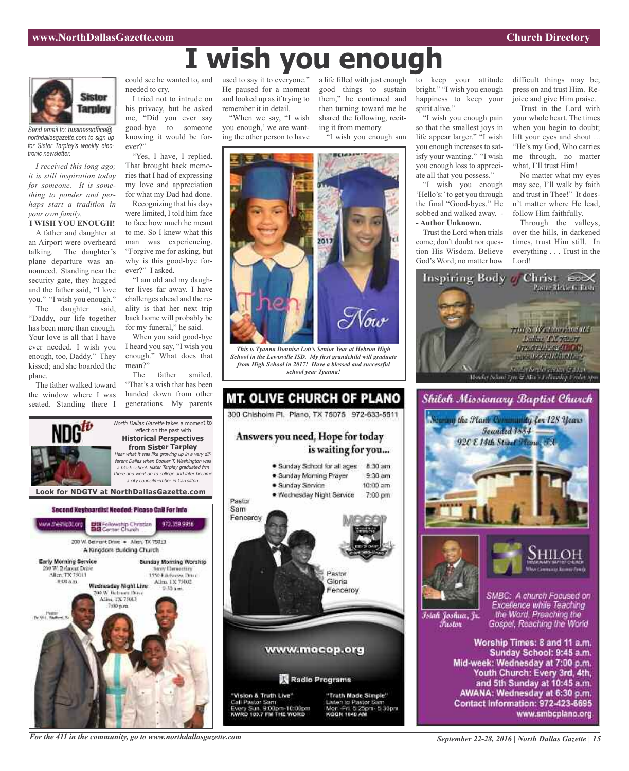# I wish you enough

Sister Tarpley

*Send email to: businessoffice@northdallasgazette.com to sign up for Sister Tarpley's weekly electronic newsletter.*

*I received this long ago; it is still inspiration today for someone. It is something to ponder and perhaps start a tradition in your own family.*

**I WISH YOU ENOUGH!**

A father and daughter at an Airport were overheard talking. The daughter's plane departure was announced. Standing near the security gate, they hugged and the father said, "I love you." "I wish you enough."

The daughter said, "Daddy, our life together has been more than enough. Your love is all that I have ever needed. I wish you enough, too, Daddy." They kissed; and she boarded the plane.

The father walked toward the window where I was seated. Standing there I could see he wanted to, and needed to cry.

I tried not to intrude on his privacy, but he asked me, "Did you ever say good-bye to someone knowing it would be forever?"

"Yes, I have, I replied. That brought back memories that I had of expressing my love and appreciation for what my Dad had done.

Recognizing that his days were limited, I told him face to face how much he meant to me. So I knew what this man was experiencing. "Forgive me for asking, but why is this good-bye forever?" I asked.

"I am old and my daughter lives far away. I have challenges ahead and the reality is that her next trip back home will probably be for my funeral," he said.

When you said good-bye I heard you say, "I wish you enough." What does that mean?"

The father smiled. "That's a wish that has been handed down from other generations. My parents used to say it to everyone." He paused for a moment and looked up as if trying to remember it in detail.

"When we say, "I wish you enough,' we are wanting the other person to have a life filled with just enough good things to sustain them," he continued and then turning toward me he shared the following, reciting it from memory.

"I wish you enough sun to keep your attitude bright." "I wish you enough happiness to keep your spirit alive."

"I wish you enough pain so that the smallest joys in life appear larger." "I wish you enough increases to satisfy your wanting." "I wish you enough loss to appreciate all that you possess."

"I wish you enough 'Hello's:' to get you through the final "Good-byes." He sobbed and walked away. - **- Author Unknown.**

Trust the Lord when trials come; don't doubt nor question His Wisdom. Believe God's Word; no matter how difficult things may be; press on and trust Him. Rejoice and give Him praise.

Trust in the Lord with your whole heart. The times when you begin to doubt; lift your eyes and shout ... "He's my God, Who carries me through, no matter what, I'll trust Him!

No matter what my eyes may see, I'll walk by faith and trust in Thee!" It doesn't matter where He lead, follow Him faithfully.

Through the valleys, over the hills, in darkened times, trust Him still. In everything . . . Trust in the Lord!

Then / Now

*This is Tyanna Donnise Lott's Senior Year at Hebron High School in the Lewisville ISD. My first grandchild will graduate from High School in 2017! Have a blessed and successful school year Tyanna!*

---

NDG tv

*North Dallas Gazette* takes a moment to reflect on the past with

**Historical Perspectives from Sister Tarpley**

*Hear what it was like growing up in a very different Dallas when Booker T. Washington was a black school. Sister Tarpley graduated frm there and went on to college and later became a city councilmember in Carrollton.*

**Look for NDGTV at NorthDallasGazette.com**

---

**Inspiring Body of Christ** IBOC

Pastor Rickie G. Rush

7701 S. Westmoreland Rd. Dallas, TX 75237

972-372-4262 (IBOC)

www.IBOCCHURCH.org

Sunday Service 7:30 & 11 a.m.

Monday School 7pm & Men's Fellowship Friday 7pm

---

**MT. OLIVE CHURCH OF PLANO**

300 Chisholm Pl. Plano, TX 75075 972-633-5511

**Answers you need, Hope for today is waiting for you...**

- Sunday School for all ages 8:30 am
- Sunday Morning Prayer 9:30 am
- Sunday Service 10:00 am
- Wednesday Night Service 7:00 pm

Pastor Sam Fenceroy

Pastor Gloria Fenceroy

MOCOP

**www.mocop.org**

Radio Programs

"Vision & Truth Live" Call Pastor Sam Every Sun. 9:00pm-10:00pm KWRD 100.7 FM THE WORD

"Truth Made Simple" Listen to Pastor Sam Mon.-Fri. 5:25pm- 5:30pm KGGR 1040 AM

---

**Shiloh Missionary Baptist Church**

Serving the Plano Community for 128 Years

Founded 1884

920 E 14th Street Plano, TX

SHILOH MISSIONARY BAPTIST CHURCH

Isiah Joshua, Jr. Pastor

SMBC: A church Focused on Excellence while Teaching the Word. Preaching the Gospel, Reaching the World

Worship Times: 8 and 11 a.m.
Sunday School: 9:45 a.m.
Mid-week: Wednesday at 7:00 p.m.
Youth Church: Every 3rd, 4th, and 5th Sunday at 10:45 a.m.
AWANA: Wednesday at 6:30 p.m.
Contact Information: 972-423-6695
www.smbcplano.org

---

**Second Keyboardist Needed: Please Call For Info**

www.theship3c.org Fellowship Christian Center Church 972.359.9956

200 W. Belmont Drive • Allen, TX 75013

A Kingdom Building Church

Early Morning Service: 200 W. Belmont Drive Allen, TX 75013 8:00 a.m.

Sunday Morning Worship: Story Elementary 1550 Edelweiss Drive Allen, TX 75002 9:30 a.m.

Wednesday Night Live: 200 W. Belmont Drive Allen, TX 75013 7:00 p.m.

Pastor Dr. W.L. Stafford, Sr.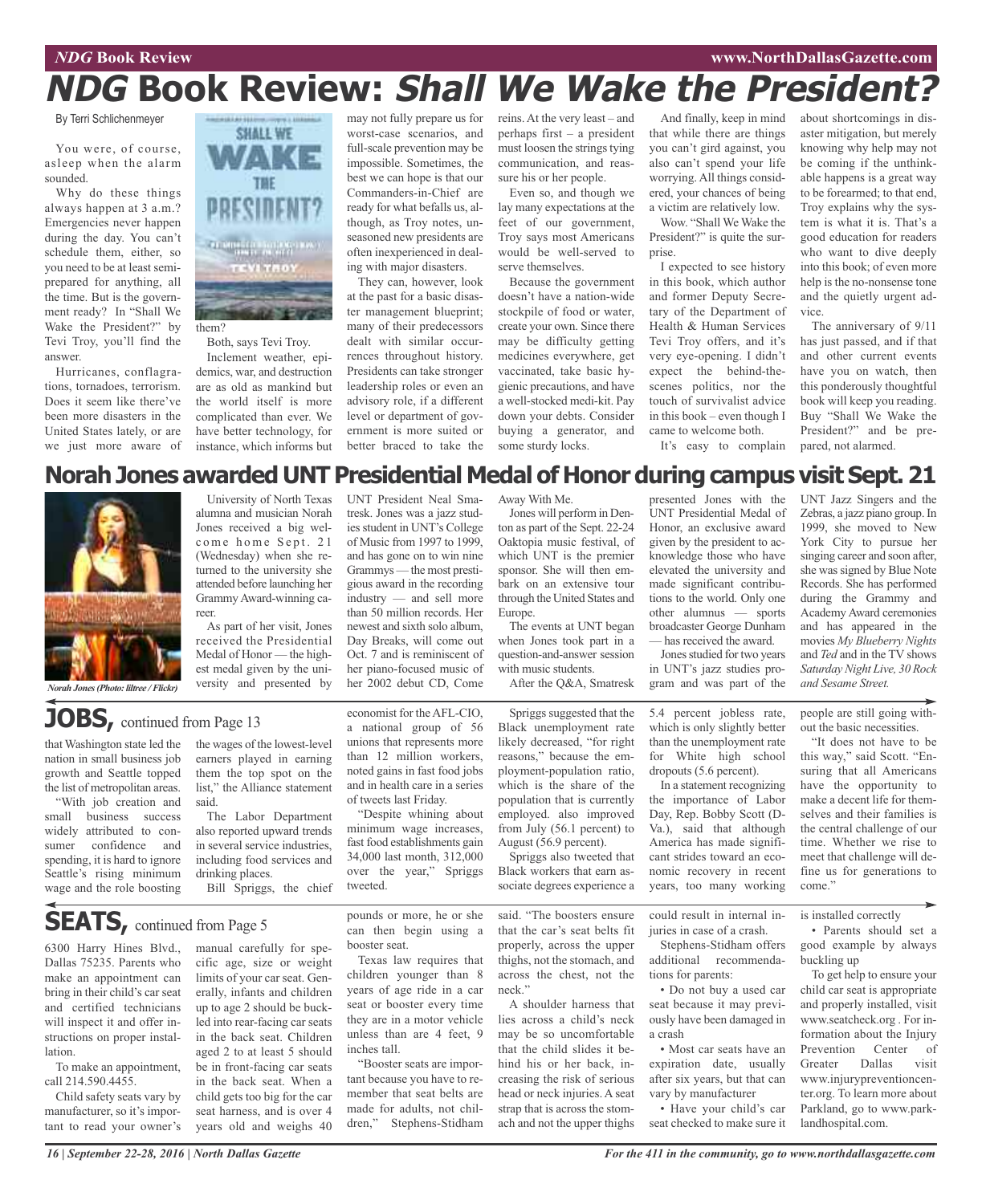# NDG Book Review: *Shall We Wake the President?*

By Terri Schlichenmeyer

You were, of course, asleep when the alarm sounded.

Why do these things always happen at 3 a.m.? Emergencies never happen during the day. You can't schedule them, either, so you need to be at least semi-prepared for anything, all the time. But is the government ready? In "Shall We Wake the President?" by Tevi Troy, you'll find the answer.

Hurricanes, conflagrations, tornadoes, terrorism. Does it seem like there've been more disasters in the United States lately, or are we just more aware of them?

Both, says Tevi Troy.

Inclement weather, epidemics, war, and destruction are as old as mankind but the world itself is more complicated than ever. We have better technology, for instance, which informs but may not fully prepare us for worst-case scenarios, and full-scale prevention may be impossible. Sometimes, the best we can hope is that our Commanders-in-Chief are ready for what befalls us, although, as Troy notes, unseasoned new presidents are often inexperienced in dealing with major disasters.

They can, however, look at the past for a basic disaster management blueprint; many of their predecessors dealt with similar occurrences throughout history. Presidents can take stronger leadership roles or even an advisory role, if a different level or department of government is more suited or better braced to take the reins. At the very least – and perhaps first – a president must loosen the strings tying communication, and reassure his or her people.

Even so, and though we lay many expectations at the feet of our government, Troy says most Americans would be well-served to serve themselves.

Because the government doesn't have a nation-wide stockpile of food or water, create your own. Since there may be difficulty getting medicines everywhere, get vaccinated, take basic hygienic precautions, and have a well-stocked medi-kit. Pay down your debts. Consider buying a generator, and some sturdy locks.

And finally, keep in mind that while there are things you can't gird against, you also can't spend your life worrying. All things considered, your chances of being a victim are relatively low.

Wow. "Shall We Wake the President?" is quite the surprise.

I expected to see history in this book, which author and former Deputy Secretary of the Department of Health & Human Services Tevi Troy offers, and it's very eye-opening. I didn't expect the behind-the-scenes politics, nor the touch of survivalist advice in this book – even though I came to welcome both.

It's easy to complain about shortcomings in disaster mitigation, but merely knowing why help may not be coming if the unthinkable happens is a great way to be forearmed; to that end, Troy explains why the system is what it is. That's a good education for readers who want to dive deeply into this book; of even more help is the no-nonsense tone and the quietly urgent advice.

The anniversary of 9/11 has just passed, and if that and other current events have you on watch, then this ponderously thoughtful book will keep you reading. Buy "Shall We Wake the President?" and be prepared, not alarmed.

# Norah Jones awarded UNT Presidential Medal of Honor during campus visit Sept. 21

*Norah Jones (Photo: liltree / Flickr)*

University of North Texas alumna and musician Norah Jones received a big welcome home Sept. 21 (Wednesday) when she returned to the university she attended before launching her Grammy Award-winning career.

As part of her visit, Jones received the Presidential Medal of Honor — the highest medal given by the university and presented by UNT President Neal Smatresk. Jones was a jazz studies student in UNT's College of Music from 1997 to 1999, and has gone on to win nine Grammys — the most prestigious award in the recording industry — and sell more than 50 million records. Her newest and sixth solo album, Day Breaks, will come out Oct. 7 and is reminiscent of her piano-focused music of her 2002 debut CD, Come Away With Me.

Jones will perform in Denton as part of the Sept. 22-24 Oaktopia music festival, of which UNT is the premier sponsor. She will then embark on an extensive tour through the United States and Europe.

The events at UNT began when Jones took part in a question-and-answer session with music students.

After the Q&A, Smatresk presented Jones with the UNT Presidential Medal of Honor, an exclusive award given by the president to acknowledge those who have elevated the university and made significant contributions to the world. Only one other alumnus — sports broadcaster George Dunham — has received the award.

Jones studied for two years in UNT's jazz studies program and was part of the UNT Jazz Singers and the Zebras, a jazz piano group. In 1999, she moved to New York City to pursue her singing career and soon after, she was signed by Blue Note Records. She has performed during the Grammy and Academy Award ceremonies and has appeared in the movies *My Blueberry Nights* and *Ted* and in the TV shows *Saturday Night Live, 30 Rock and Sesame Street.*

## JOBS, continued from Page 13

that Washington state led the nation in small business job growth and Seattle topped the list of metropolitan areas.

"With job creation and small business success widely attributed to consumer confidence and spending, it is hard to ignore Seattle's rising minimum wage and the role boosting the wages of the lowest-level earners played in earning them the top spot on the list," the Alliance statement said.

The Labor Department also reported upward trends in several service industries, including food services and drinking places.

Bill Spriggs, the chief economist for the AFL-CIO, a national group of 56 unions that represents more than 12 million workers, noted gains in fast food jobs and in health care in a series of tweets last Friday.

"Despite whining about minimum wage increases, fast food establishments gain 34,000 last month, 312,000 over the year," Spriggs tweeted.

Spriggs suggested that the Black unemployment rate likely decreased, "for right reasons," because the employment-population ratio, which is the share of the population that is currently employed. also improved from July (56.1 percent) to August (56.9 percent).

Spriggs also tweeted that Black workers that earn associate degrees experience a 5.4 percent jobless rate, which is only slightly better than the unemployment rate for White high school dropouts (5.6 percent).

In a statement recognizing the importance of Labor Day, Rep. Bobby Scott (D-Va.), said that although America has made significant strides toward an economic recovery in recent years, too many working people are still going without the basic necessities.

"It does not have to be this way," said Scott. "Ensuring that all Americans have the opportunity to make a decent life for themselves and their families is the central challenge of our time. Whether we rise to meet that challenge will define us for generations to come."

## SEATS, continued from Page 5

6300 Harry Hines Blvd., Dallas 75235. Parents who make an appointment can bring in their child's car seat and certified technicians will inspect it and offer instructions on proper installation.

To make an appointment, call 214.590.4455.

Child safety seats vary by manufacturer, so it's important to read your owner's manual carefully for specific age, size or weight limits of your car seat. Generally, infants and children up to age 2 should be buckled into rear-facing car seats in the back seat. Children aged 2 to at least 5 should be in front-facing car seats in the back seat. When a child gets too big for the car seat harness, and is over 4 years old and weighs 40 pounds or more, he or she can then begin using a booster seat.

Texas law requires that children younger than 8 years of age ride in a car seat or booster every time they are in a motor vehicle unless than are 4 feet, 9 inches tall.

"Booster seats are important because you have to remember that seat belts are made for adults, not children," Stephens-Stidham said. "The boosters ensure that the car's seat belts fit properly, across the upper thighs, not the stomach, and across the chest, not the neck."

A shoulder harness that lies across a child's neck may be so uncomfortable that the child slides it behind his or her back, increasing the risk of serious head or neck injuries. A seat strap that is across the stomach and not the upper thighs could result in internal injuries in case of a crash.

Stephens-Stidham offers additional recommendations for parents:

• Do not buy a used car seat because it may previously have been damaged in a crash

• Most car seats have an expiration date, usually after six years, but that can vary by manufacturer

• Have your child's car seat checked to make sure it is installed correctly

• Parents should set a good example by always buckling up

To get help to ensure your child car seat is appropriate and properly installed, visit www.seatcheck.org . For information about the Injury Prevention Center of Greater Dallas visit www.injurypreventioncenter.org. To learn more about Parkland, go to www.parklandhospital.com.